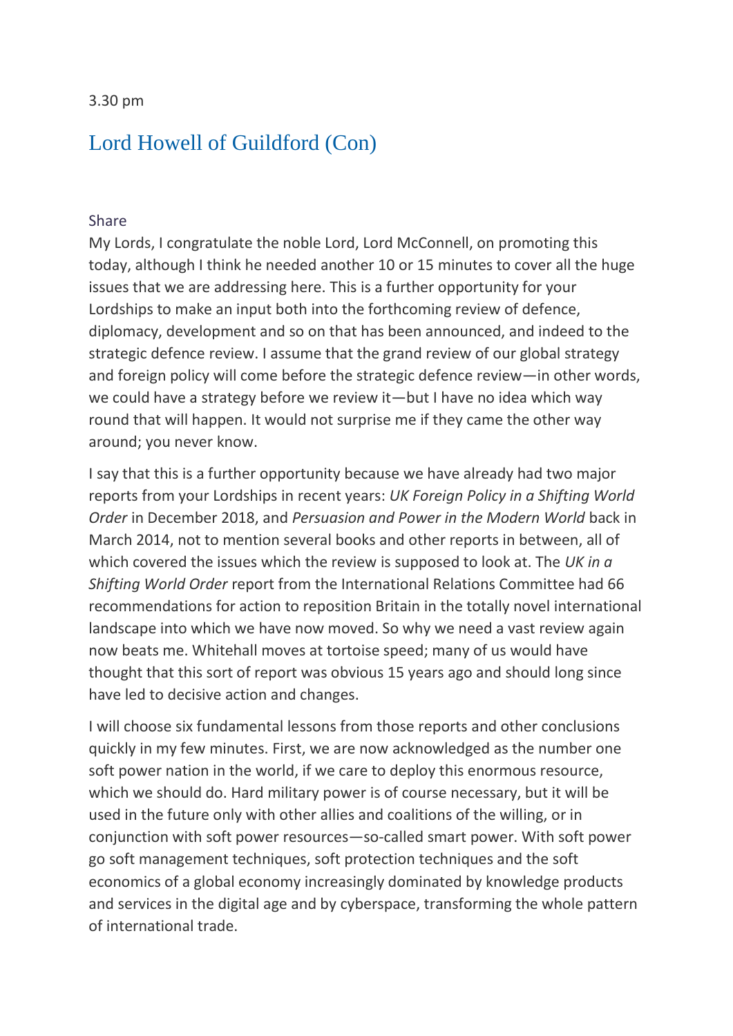3.30 pm

## Lord Howell of Guildford (Con)

Share

My Lords, I congratulate the noble Lord, Lord McConnell, on promoting this today, although I think he needed another 10 or 15 minutes to cover all the huge issues that we are addressing here. This is a further opportunity for your Lordships to make an input both into the forthcoming review of defence, diplomacy, development and so on that has been announced, and indeed to the strategic defence review. I assume that the grand review of our global strategy and foreign policy will come before the strategic defence review—in other words, we could have a strategy before we review it—but I have no idea which way round that will happen. It would not surprise me if they came the other way around; you never know.

I say that this is a further opportunity because we have already had two major reports from your Lordships in recent years: *UK Foreign Policy in a Shifting World Order* in December 2018, and *Persuasion and Power in the Modern World* back in March 2014, not to mention several books and other reports in between, all of which covered the issues which the review is supposed to look at. The *UK in a Shifting World Order* report from the International Relations Committee had 66 recommendations for action to reposition Britain in the totally novel international landscape into which we have now moved. So why we need a vast review again now beats me. Whitehall moves at tortoise speed; many of us would have thought that this sort of report was obvious 15 years ago and should long since have led to decisive action and changes.

I will choose six fundamental lessons from those reports and other conclusions quickly in my few minutes. First, we are now acknowledged as the number one soft power nation in the world, if we care to deploy this enormous resource, which we should do. Hard military power is of course necessary, but it will be used in the future only with other allies and coalitions of the willing, or in conjunction with soft power resources—so-called smart power. With soft power go soft management techniques, soft protection techniques and the soft economics of a global economy increasingly dominated by knowledge products and services in the digital age and by cyberspace, transforming the whole pattern of international trade.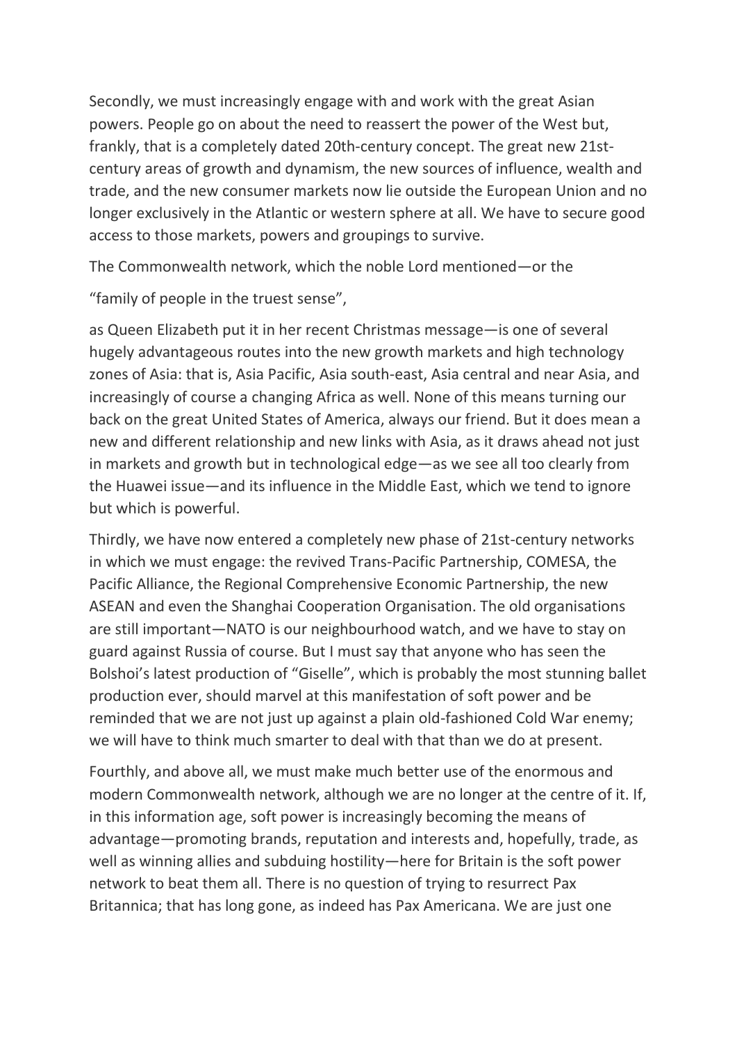Secondly, we must increasingly engage with and work with the great Asian powers. People go on about the need to reassert the power of the West but, frankly, that is a completely dated 20th-century concept. The great new 21st-century areas of growth and dynamism, the new sources of influence, wealth and trade, and the new consumer markets now lie outside the European Union and no longer exclusively in the Atlantic or western sphere at all. We have to secure good access to those markets, powers and groupings to survive.

The Commonwealth network, which the noble Lord mentioned—or the

"family of people in the truest sense",

as Queen Elizabeth put it in her recent Christmas message—is one of several hugely advantageous routes into the new growth markets and high technology zones of Asia: that is, Asia Pacific, Asia south-east, Asia central and near Asia, and increasingly of course a changing Africa as well. None of this means turning our back on the great United States of America, always our friend. But it does mean a new and different relationship and new links with Asia, as it draws ahead not just in markets and growth but in technological edge—as we see all too clearly from the Huawei issue—and its influence in the Middle East, which we tend to ignore but which is powerful.

Thirdly, we have now entered a completely new phase of 21st-century networks in which we must engage: the revived Trans-Pacific Partnership, COMESA, the Pacific Alliance, the Regional Comprehensive Economic Partnership, the new ASEAN and even the Shanghai Cooperation Organisation. The old organisations are still important—NATO is our neighbourhood watch, and we have to stay on guard against Russia of course. But I must say that anyone who has seen the Bolshoi's latest production of "Giselle", which is probably the most stunning ballet production ever, should marvel at this manifestation of soft power and be reminded that we are not just up against a plain old-fashioned Cold War enemy; we will have to think much smarter to deal with that than we do at present.

Fourthly, and above all, we must make much better use of the enormous and modern Commonwealth network, although we are no longer at the centre of it. If, in this information age, soft power is increasingly becoming the means of advantage—promoting brands, reputation and interests and, hopefully, trade, as well as winning allies and subduing hostility—here for Britain is the soft power network to beat them all. There is no question of trying to resurrect Pax Britannica; that has long gone, as indeed has Pax Americana. We are just one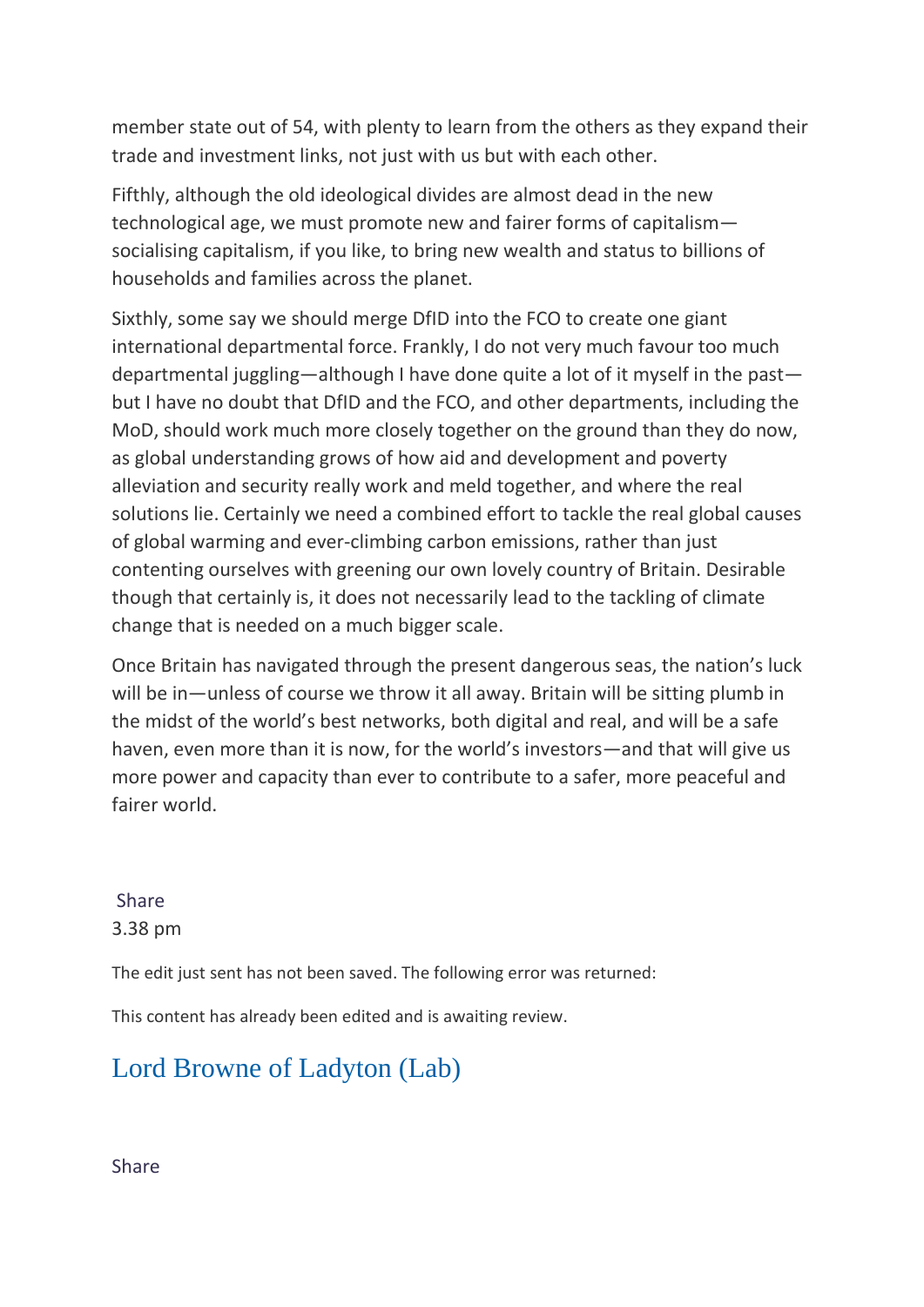member state out of 54, with plenty to learn from the others as they expand their trade and investment links, not just with us but with each other.

Fifthly, although the old ideological divides are almost dead in the new technological age, we must promote new and fairer forms of capitalism—socialising capitalism, if you like, to bring new wealth and status to billions of households and families across the planet.

Sixthly, some say we should merge DfID into the FCO to create one giant international departmental force. Frankly, I do not very much favour too much departmental juggling—although I have done quite a lot of it myself in the past—but I have no doubt that DfID and the FCO, and other departments, including the MoD, should work much more closely together on the ground than they do now, as global understanding grows of how aid and development and poverty alleviation and security really work and meld together, and where the real solutions lie. Certainly we need a combined effort to tackle the real global causes of global warming and ever-climbing carbon emissions, rather than just contenting ourselves with greening our own lovely country of Britain. Desirable though that certainly is, it does not necessarily lead to the tackling of climate change that is needed on a much bigger scale.

Once Britain has navigated through the present dangerous seas, the nation's luck will be in—unless of course we throw it all away. Britain will be sitting plumb in the midst of the world's best networks, both digital and real, and will be a safe haven, even more than it is now, for the world's investors—and that will give us more power and capacity than ever to contribute to a safer, more peaceful and fairer world.

Share

3.38 pm

The edit just sent has not been saved. The following error was returned:

This content has already been edited and is awaiting review.

## Lord Browne of Ladyton (Lab)

Share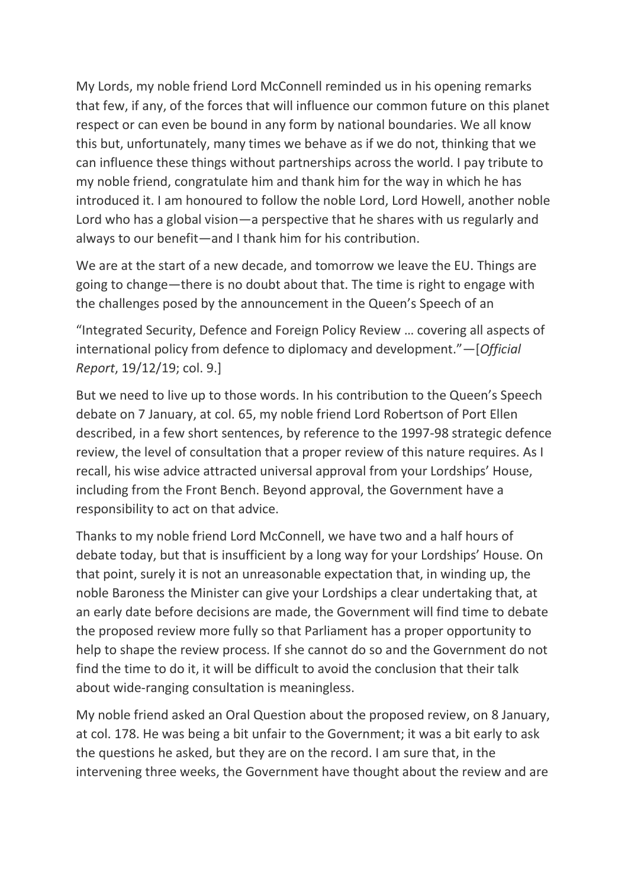My Lords, my noble friend Lord McConnell reminded us in his opening remarks that few, if any, of the forces that will influence our common future on this planet respect or can even be bound in any form by national boundaries. We all know this but, unfortunately, many times we behave as if we do not, thinking that we can influence these things without partnerships across the world. I pay tribute to my noble friend, congratulate him and thank him for the way in which he has introduced it. I am honoured to follow the noble Lord, Lord Howell, another noble Lord who has a global vision—a perspective that he shares with us regularly and always to our benefit—and I thank him for his contribution.

We are at the start of a new decade, and tomorrow we leave the EU. Things are going to change—there is no doubt about that. The time is right to engage with the challenges posed by the announcement in the Queen's Speech of an

"Integrated Security, Defence and Foreign Policy Review … covering all aspects of international policy from defence to diplomacy and development."—[*Official Report*, 19/12/19; col. 9.]

But we need to live up to those words. In his contribution to the Queen's Speech debate on 7 January, at col. 65, my noble friend Lord Robertson of Port Ellen described, in a few short sentences, by reference to the 1997-98 strategic defence review, the level of consultation that a proper review of this nature requires. As I recall, his wise advice attracted universal approval from your Lordships' House, including from the Front Bench. Beyond approval, the Government have a responsibility to act on that advice.

Thanks to my noble friend Lord McConnell, we have two and a half hours of debate today, but that is insufficient by a long way for your Lordships' House. On that point, surely it is not an unreasonable expectation that, in winding up, the noble Baroness the Minister can give your Lordships a clear undertaking that, at an early date before decisions are made, the Government will find time to debate the proposed review more fully so that Parliament has a proper opportunity to help to shape the review process. If she cannot do so and the Government do not find the time to do it, it will be difficult to avoid the conclusion that their talk about wide-ranging consultation is meaningless.

My noble friend asked an Oral Question about the proposed review, on 8 January, at col. 178. He was being a bit unfair to the Government; it was a bit early to ask the questions he asked, but they are on the record. I am sure that, in the intervening three weeks, the Government have thought about the review and are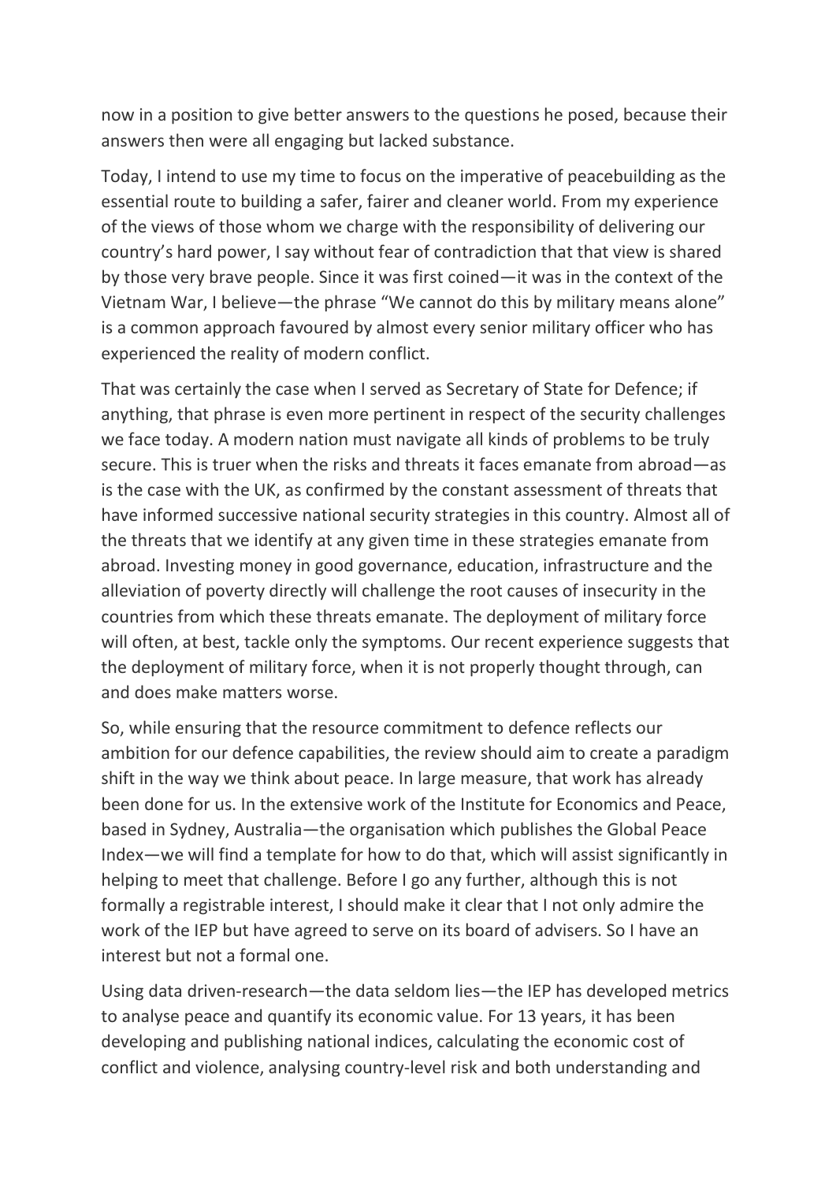now in a position to give better answers to the questions he posed, because their answers then were all engaging but lacked substance.

Today, I intend to use my time to focus on the imperative of peacebuilding as the essential route to building a safer, fairer and cleaner world. From my experience of the views of those whom we charge with the responsibility of delivering our country's hard power, I say without fear of contradiction that that view is shared by those very brave people. Since it was first coined—it was in the context of the Vietnam War, I believe—the phrase "We cannot do this by military means alone" is a common approach favoured by almost every senior military officer who has experienced the reality of modern conflict.

That was certainly the case when I served as Secretary of State for Defence; if anything, that phrase is even more pertinent in respect of the security challenges we face today. A modern nation must navigate all kinds of problems to be truly secure. This is truer when the risks and threats it faces emanate from abroad—as is the case with the UK, as confirmed by the constant assessment of threats that have informed successive national security strategies in this country. Almost all of the threats that we identify at any given time in these strategies emanate from abroad. Investing money in good governance, education, infrastructure and the alleviation of poverty directly will challenge the root causes of insecurity in the countries from which these threats emanate. The deployment of military force will often, at best, tackle only the symptoms. Our recent experience suggests that the deployment of military force, when it is not properly thought through, can and does make matters worse.

So, while ensuring that the resource commitment to defence reflects our ambition for our defence capabilities, the review should aim to create a paradigm shift in the way we think about peace. In large measure, that work has already been done for us. In the extensive work of the Institute for Economics and Peace, based in Sydney, Australia—the organisation which publishes the Global Peace Index—we will find a template for how to do that, which will assist significantly in helping to meet that challenge. Before I go any further, although this is not formally a registrable interest, I should make it clear that I not only admire the work of the IEP but have agreed to serve on its board of advisers. So I have an interest but not a formal one.

Using data driven-research—the data seldom lies—the IEP has developed metrics to analyse peace and quantify its economic value. For 13 years, it has been developing and publishing national indices, calculating the economic cost of conflict and violence, analysing country-level risk and both understanding and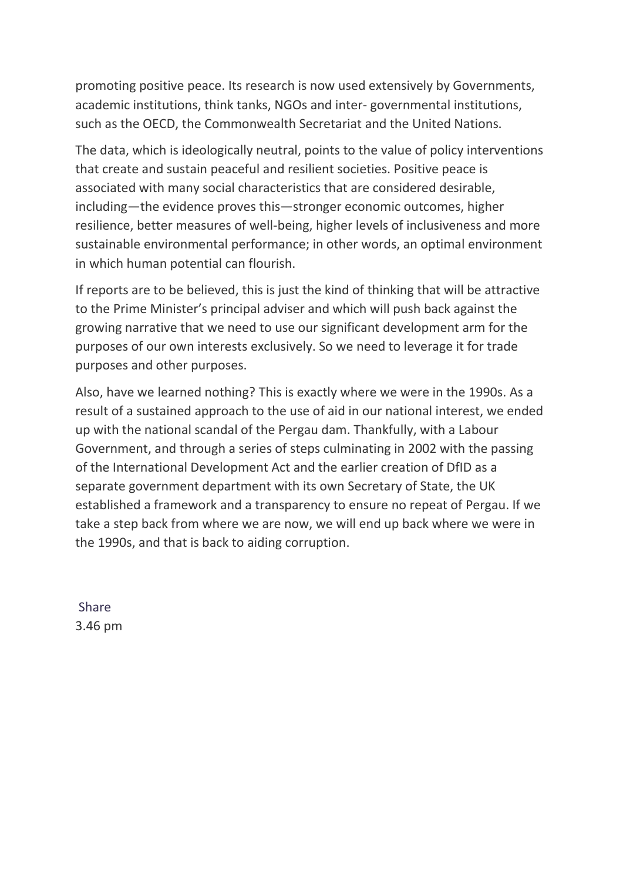promoting positive peace. Its research is now used extensively by Governments, academic institutions, think tanks, NGOs and inter- governmental institutions, such as the OECD, the Commonwealth Secretariat and the United Nations.

The data, which is ideologically neutral, points to the value of policy interventions that create and sustain peaceful and resilient societies. Positive peace is associated with many social characteristics that are considered desirable, including—the evidence proves this—stronger economic outcomes, higher resilience, better measures of well-being, higher levels of inclusiveness and more sustainable environmental performance; in other words, an optimal environment in which human potential can flourish.

If reports are to be believed, this is just the kind of thinking that will be attractive to the Prime Minister's principal adviser and which will push back against the growing narrative that we need to use our significant development arm for the purposes of our own interests exclusively. So we need to leverage it for trade purposes and other purposes.

Also, have we learned nothing? This is exactly where we were in the 1990s. As a result of a sustained approach to the use of aid in our national interest, we ended up with the national scandal of the Pergau dam. Thankfully, with a Labour Government, and through a series of steps culminating in 2002 with the passing of the International Development Act and the earlier creation of DfID as a separate government department with its own Secretary of State, the UK established a framework and a transparency to ensure no repeat of Pergau. If we take a step back from where we are now, we will end up back where we were in the 1990s, and that is back to aiding corruption.

Share
3.46 pm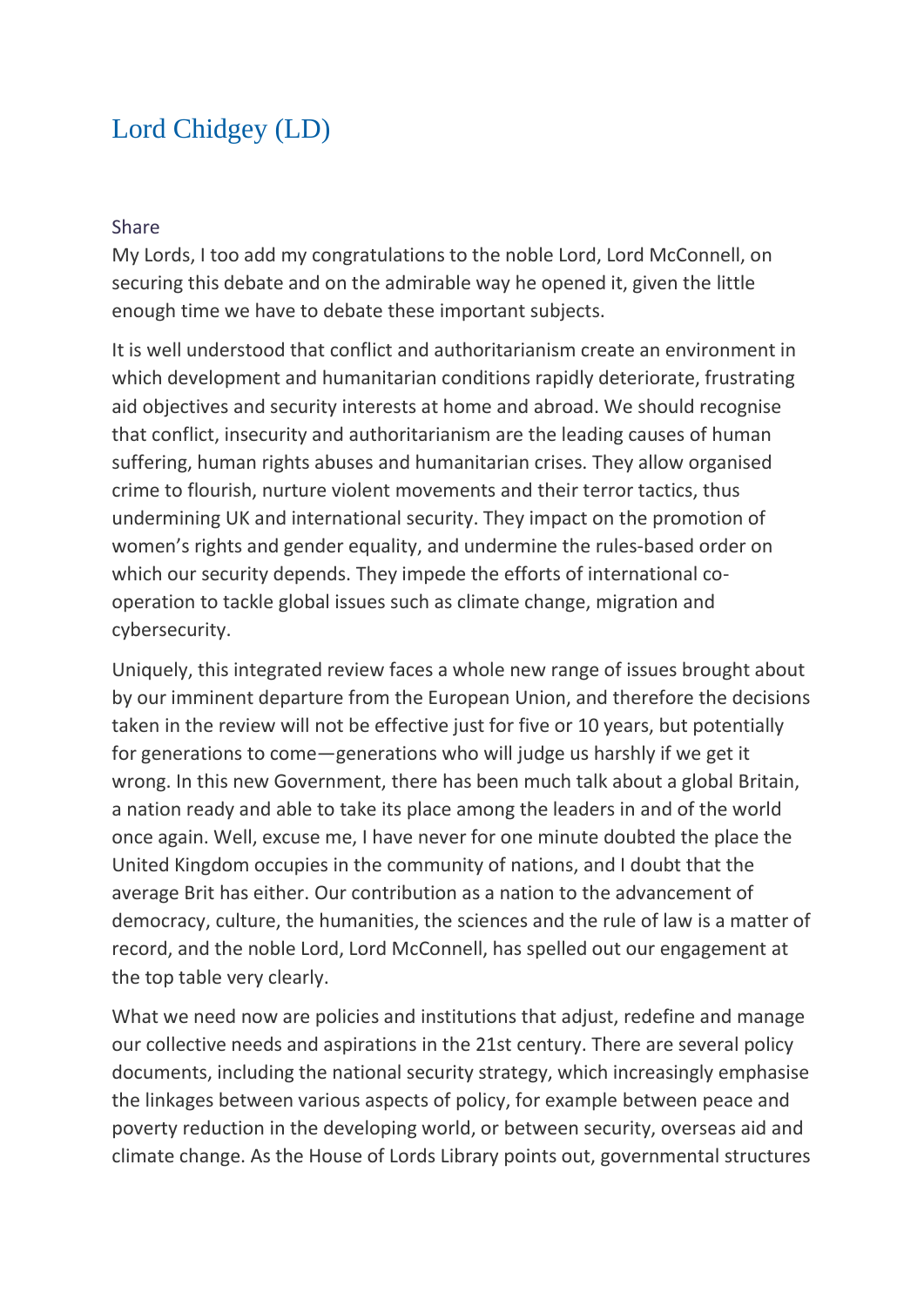## Lord Chidgey (LD)

Share

My Lords, I too add my congratulations to the noble Lord, Lord McConnell, on securing this debate and on the admirable way he opened it, given the little enough time we have to debate these important subjects.

It is well understood that conflict and authoritarianism create an environment in which development and humanitarian conditions rapidly deteriorate, frustrating aid objectives and security interests at home and abroad. We should recognise that conflict, insecurity and authoritarianism are the leading causes of human suffering, human rights abuses and humanitarian crises. They allow organised crime to flourish, nurture violent movements and their terror tactics, thus undermining UK and international security. They impact on the promotion of women's rights and gender equality, and undermine the rules-based order on which our security depends. They impede the efforts of international co-operation to tackle global issues such as climate change, migration and cybersecurity.

Uniquely, this integrated review faces a whole new range of issues brought about by our imminent departure from the European Union, and therefore the decisions taken in the review will not be effective just for five or 10 years, but potentially for generations to come—generations who will judge us harshly if we get it wrong. In this new Government, there has been much talk about a global Britain, a nation ready and able to take its place among the leaders in and of the world once again. Well, excuse me, I have never for one minute doubted the place the United Kingdom occupies in the community of nations, and I doubt that the average Brit has either. Our contribution as a nation to the advancement of democracy, culture, the humanities, the sciences and the rule of law is a matter of record, and the noble Lord, Lord McConnell, has spelled out our engagement at the top table very clearly.

What we need now are policies and institutions that adjust, redefine and manage our collective needs and aspirations in the 21st century. There are several policy documents, including the national security strategy, which increasingly emphasise the linkages between various aspects of policy, for example between peace and poverty reduction in the developing world, or between security, overseas aid and climate change. As the House of Lords Library points out, governmental structures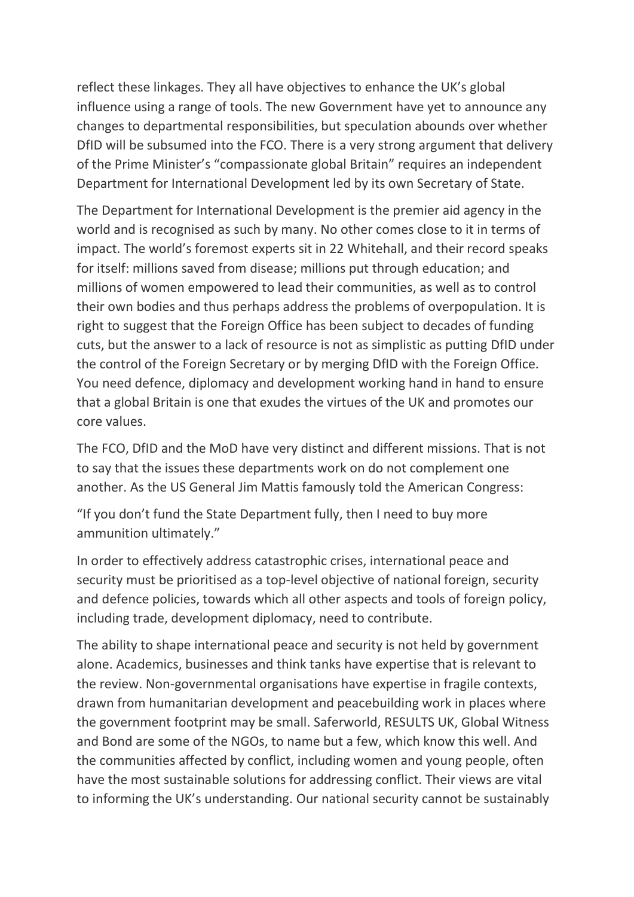reflect these linkages. They all have objectives to enhance the UK's global influence using a range of tools. The new Government have yet to announce any changes to departmental responsibilities, but speculation abounds over whether DfID will be subsumed into the FCO. There is a very strong argument that delivery of the Prime Minister's "compassionate global Britain" requires an independent Department for International Development led by its own Secretary of State.

The Department for International Development is the premier aid agency in the world and is recognised as such by many. No other comes close to it in terms of impact. The world's foremost experts sit in 22 Whitehall, and their record speaks for itself: millions saved from disease; millions put through education; and millions of women empowered to lead their communities, as well as to control their own bodies and thus perhaps address the problems of overpopulation. It is right to suggest that the Foreign Office has been subject to decades of funding cuts, but the answer to a lack of resource is not as simplistic as putting DfID under the control of the Foreign Secretary or by merging DfID with the Foreign Office. You need defence, diplomacy and development working hand in hand to ensure that a global Britain is one that exudes the virtues of the UK and promotes our core values.

The FCO, DfID and the MoD have very distinct and different missions. That is not to say that the issues these departments work on do not complement one another. As the US General Jim Mattis famously told the American Congress:

"If you don't fund the State Department fully, then I need to buy more ammunition ultimately."

In order to effectively address catastrophic crises, international peace and security must be prioritised as a top-level objective of national foreign, security and defence policies, towards which all other aspects and tools of foreign policy, including trade, development diplomacy, need to contribute.

The ability to shape international peace and security is not held by government alone. Academics, businesses and think tanks have expertise that is relevant to the review. Non-governmental organisations have expertise in fragile contexts, drawn from humanitarian development and peacebuilding work in places where the government footprint may be small. Saferworld, RESULTS UK, Global Witness and Bond are some of the NGOs, to name but a few, which know this well. And the communities affected by conflict, including women and young people, often have the most sustainable solutions for addressing conflict. Their views are vital to informing the UK's understanding. Our national security cannot be sustainably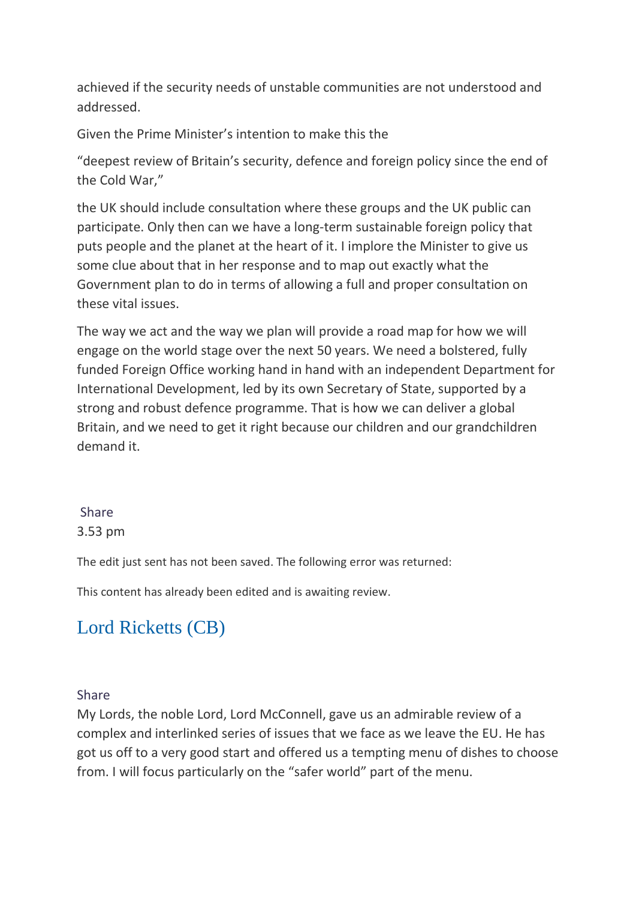achieved if the security needs of unstable communities are not understood and addressed.

Given the Prime Minister's intention to make this the

"deepest review of Britain's security, defence and foreign policy since the end of the Cold War,"

the UK should include consultation where these groups and the UK public can participate. Only then can we have a long-term sustainable foreign policy that puts people and the planet at the heart of it. I implore the Minister to give us some clue about that in her response and to map out exactly what the Government plan to do in terms of allowing a full and proper consultation on these vital issues.

The way we act and the way we plan will provide a road map for how we will engage on the world stage over the next 50 years. We need a bolstered, fully funded Foreign Office working hand in hand with an independent Department for International Development, led by its own Secretary of State, supported by a strong and robust defence programme. That is how we can deliver a global Britain, and we need to get it right because our children and our grandchildren demand it.

Share
3.53 pm

The edit just sent has not been saved. The following error was returned:

This content has already been edited and is awaiting review.

## Lord Ricketts (CB)

Share

My Lords, the noble Lord, Lord McConnell, gave us an admirable review of a complex and interlinked series of issues that we face as we leave the EU. He has got us off to a very good start and offered us a tempting menu of dishes to choose from. I will focus particularly on the "safer world" part of the menu.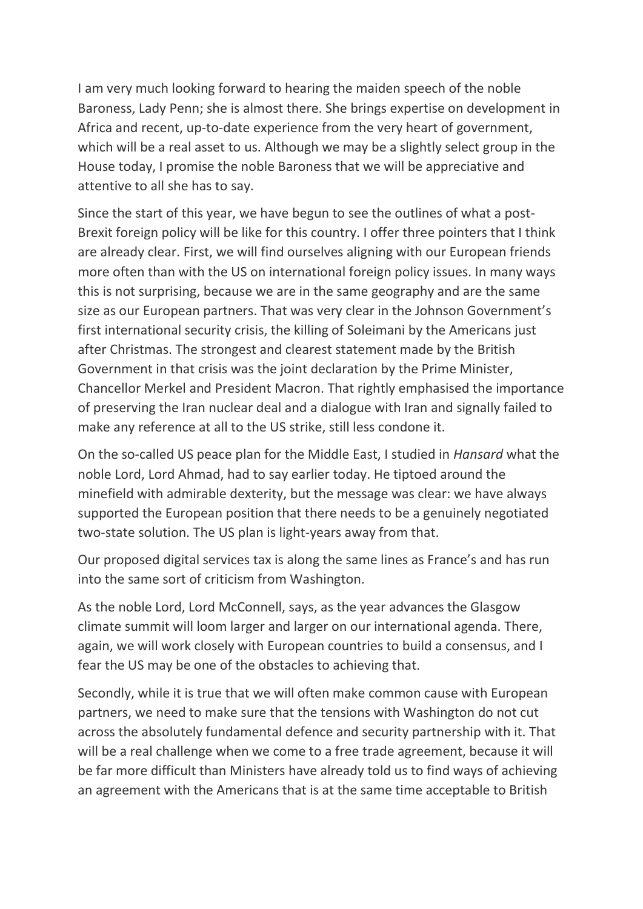I am very much looking forward to hearing the maiden speech of the noble Baroness, Lady Penn; she is almost there. She brings expertise on development in Africa and recent, up-to-date experience from the very heart of government, which will be a real asset to us. Although we may be a slightly select group in the House today, I promise the noble Baroness that we will be appreciative and attentive to all she has to say.

Since the start of this year, we have begun to see the outlines of what a post-Brexit foreign policy will be like for this country. I offer three pointers that I think are already clear. First, we will find ourselves aligning with our European friends more often than with the US on international foreign policy issues. In many ways this is not surprising, because we are in the same geography and are the same size as our European partners. That was very clear in the Johnson Government's first international security crisis, the killing of Soleimani by the Americans just after Christmas. The strongest and clearest statement made by the British Government in that crisis was the joint declaration by the Prime Minister, Chancellor Merkel and President Macron. That rightly emphasised the importance of preserving the Iran nuclear deal and a dialogue with Iran and signally failed to make any reference at all to the US strike, still less condone it.

On the so-called US peace plan for the Middle East, I studied in *Hansard* what the noble Lord, Lord Ahmad, had to say earlier today. He tiptoed around the minefield with admirable dexterity, but the message was clear: we have always supported the European position that there needs to be a genuinely negotiated two-state solution. The US plan is light-years away from that.

Our proposed digital services tax is along the same lines as France's and has run into the same sort of criticism from Washington.

As the noble Lord, Lord McConnell, says, as the year advances the Glasgow climate summit will loom larger and larger on our international agenda. There, again, we will work closely with European countries to build a consensus, and I fear the US may be one of the obstacles to achieving that.

Secondly, while it is true that we will often make common cause with European partners, we need to make sure that the tensions with Washington do not cut across the absolutely fundamental defence and security partnership with it. That will be a real challenge when we come to a free trade agreement, because it will be far more difficult than Ministers have already told us to find ways of achieving an agreement with the Americans that is at the same time acceptable to British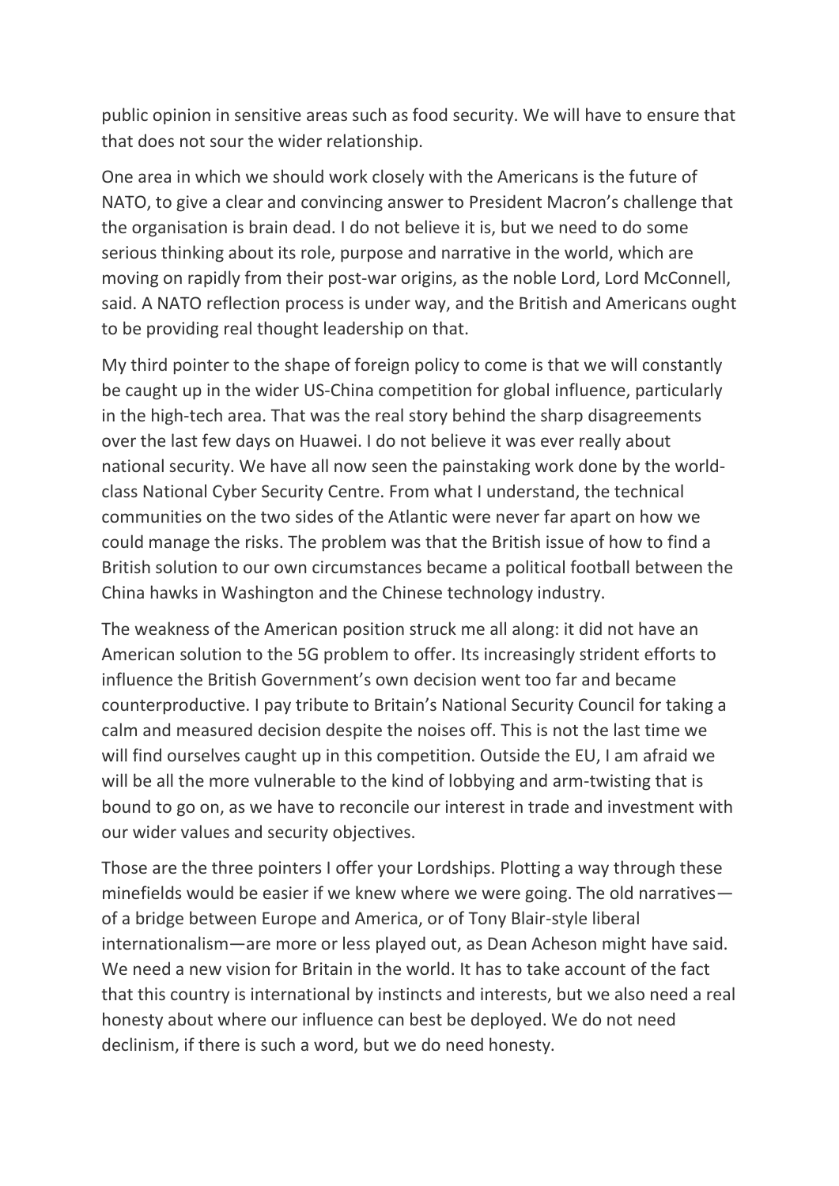public opinion in sensitive areas such as food security. We will have to ensure that that does not sour the wider relationship.

One area in which we should work closely with the Americans is the future of NATO, to give a clear and convincing answer to President Macron's challenge that the organisation is brain dead. I do not believe it is, but we need to do some serious thinking about its role, purpose and narrative in the world, which are moving on rapidly from their post-war origins, as the noble Lord, Lord McConnell, said. A NATO reflection process is under way, and the British and Americans ought to be providing real thought leadership on that.

My third pointer to the shape of foreign policy to come is that we will constantly be caught up in the wider US-China competition for global influence, particularly in the high-tech area. That was the real story behind the sharp disagreements over the last few days on Huawei. I do not believe it was ever really about national security. We have all now seen the painstaking work done by the world-class National Cyber Security Centre. From what I understand, the technical communities on the two sides of the Atlantic were never far apart on how we could manage the risks. The problem was that the British issue of how to find a British solution to our own circumstances became a political football between the China hawks in Washington and the Chinese technology industry.

The weakness of the American position struck me all along: it did not have an American solution to the 5G problem to offer. Its increasingly strident efforts to influence the British Government's own decision went too far and became counterproductive. I pay tribute to Britain's National Security Council for taking a calm and measured decision despite the noises off. This is not the last time we will find ourselves caught up in this competition. Outside the EU, I am afraid we will be all the more vulnerable to the kind of lobbying and arm-twisting that is bound to go on, as we have to reconcile our interest in trade and investment with our wider values and security objectives.

Those are the three pointers I offer your Lordships. Plotting a way through these minefields would be easier if we knew where we were going. The old narratives—of a bridge between Europe and America, or of Tony Blair-style liberal internationalism—are more or less played out, as Dean Acheson might have said. We need a new vision for Britain in the world. It has to take account of the fact that this country is international by instincts and interests, but we also need a real honesty about where our influence can best be deployed. We do not need declinism, if there is such a word, but we do need honesty.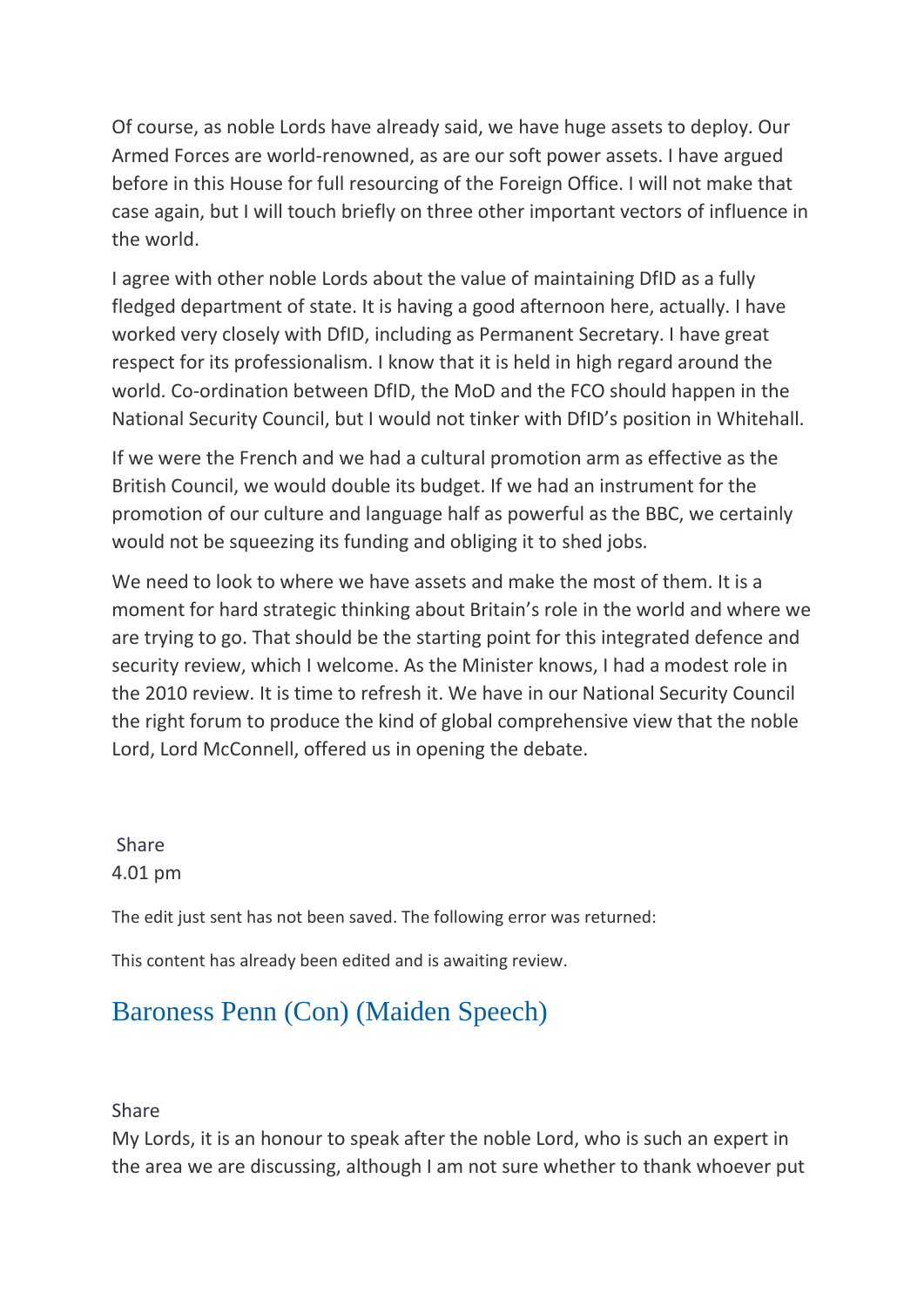Of course, as noble Lords have already said, we have huge assets to deploy. Our Armed Forces are world-renowned, as are our soft power assets. I have argued before in this House for full resourcing of the Foreign Office. I will not make that case again, but I will touch briefly on three other important vectors of influence in the world.

I agree with other noble Lords about the value of maintaining DfID as a fully fledged department of state. It is having a good afternoon here, actually. I have worked very closely with DfID, including as Permanent Secretary. I have great respect for its professionalism. I know that it is held in high regard around the world. Co-ordination between DfID, the MoD and the FCO should happen in the National Security Council, but I would not tinker with DfID's position in Whitehall.

If we were the French and we had a cultural promotion arm as effective as the British Council, we would double its budget. If we had an instrument for the promotion of our culture and language half as powerful as the BBC, we certainly would not be squeezing its funding and obliging it to shed jobs.

We need to look to where we have assets and make the most of them. It is a moment for hard strategic thinking about Britain's role in the world and where we are trying to go. That should be the starting point for this integrated defence and security review, which I welcome. As the Minister knows, I had a modest role in the 2010 review. It is time to refresh it. We have in our National Security Council the right forum to produce the kind of global comprehensive view that the noble Lord, Lord McConnell, offered us in opening the debate.

Share
4.01 pm

The edit just sent has not been saved. The following error was returned:

This content has already been edited and is awaiting review.

## Baroness Penn (Con) (Maiden Speech)

Share
My Lords, it is an honour to speak after the noble Lord, who is such an expert in the area we are discussing, although I am not sure whether to thank whoever put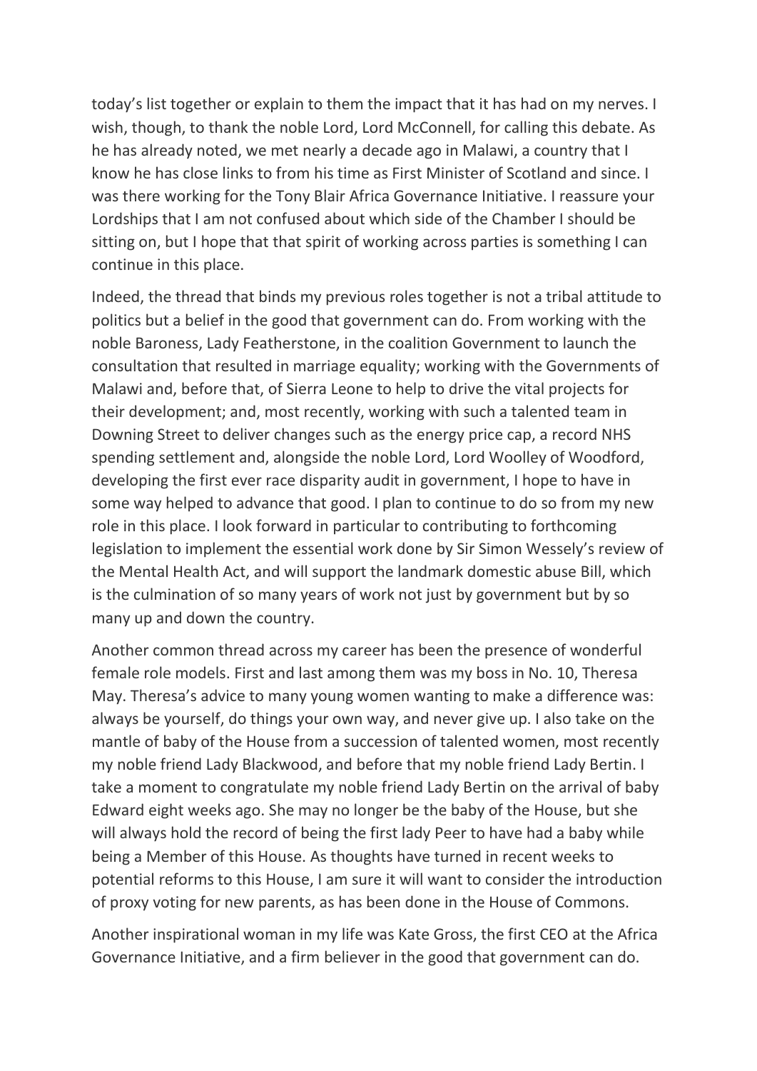today's list together or explain to them the impact that it has had on my nerves. I wish, though, to thank the noble Lord, Lord McConnell, for calling this debate. As he has already noted, we met nearly a decade ago in Malawi, a country that I know he has close links to from his time as First Minister of Scotland and since. I was there working for the Tony Blair Africa Governance Initiative. I reassure your Lordships that I am not confused about which side of the Chamber I should be sitting on, but I hope that that spirit of working across parties is something I can continue in this place.

Indeed, the thread that binds my previous roles together is not a tribal attitude to politics but a belief in the good that government can do. From working with the noble Baroness, Lady Featherstone, in the coalition Government to launch the consultation that resulted in marriage equality; working with the Governments of Malawi and, before that, of Sierra Leone to help to drive the vital projects for their development; and, most recently, working with such a talented team in Downing Street to deliver changes such as the energy price cap, a record NHS spending settlement and, alongside the noble Lord, Lord Woolley of Woodford, developing the first ever race disparity audit in government, I hope to have in some way helped to advance that good. I plan to continue to do so from my new role in this place. I look forward in particular to contributing to forthcoming legislation to implement the essential work done by Sir Simon Wessely's review of the Mental Health Act, and will support the landmark domestic abuse Bill, which is the culmination of so many years of work not just by government but by so many up and down the country.

Another common thread across my career has been the presence of wonderful female role models. First and last among them was my boss in No. 10, Theresa May. Theresa's advice to many young women wanting to make a difference was: always be yourself, do things your own way, and never give up. I also take on the mantle of baby of the House from a succession of talented women, most recently my noble friend Lady Blackwood, and before that my noble friend Lady Bertin. I take a moment to congratulate my noble friend Lady Bertin on the arrival of baby Edward eight weeks ago. She may no longer be the baby of the House, but she will always hold the record of being the first lady Peer to have had a baby while being a Member of this House. As thoughts have turned in recent weeks to potential reforms to this House, I am sure it will want to consider the introduction of proxy voting for new parents, as has been done in the House of Commons.

Another inspirational woman in my life was Kate Gross, the first CEO at the Africa Governance Initiative, and a firm believer in the good that government can do.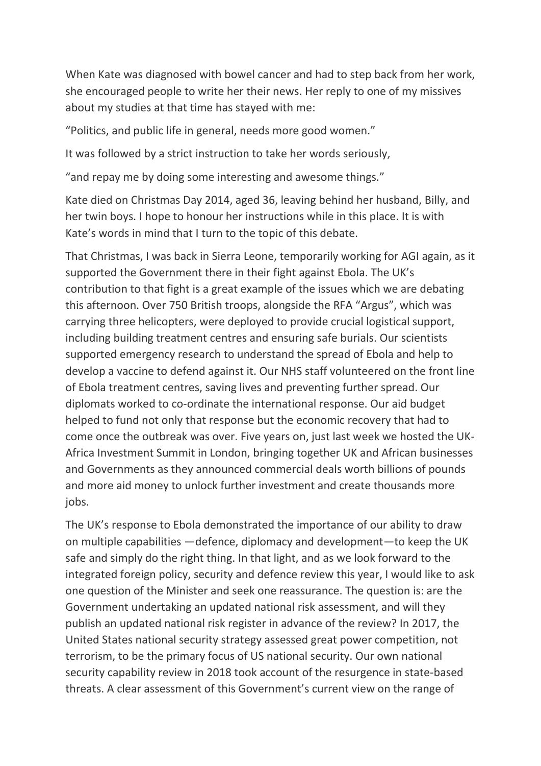When Kate was diagnosed with bowel cancer and had to step back from her work, she encouraged people to write her their news. Her reply to one of my missives about my studies at that time has stayed with me:

"Politics, and public life in general, needs more good women."

It was followed by a strict instruction to take her words seriously,

"and repay me by doing some interesting and awesome things."

Kate died on Christmas Day 2014, aged 36, leaving behind her husband, Billy, and her twin boys. I hope to honour her instructions while in this place. It is with Kate's words in mind that I turn to the topic of this debate.

That Christmas, I was back in Sierra Leone, temporarily working for AGI again, as it supported the Government there in their fight against Ebola. The UK's contribution to that fight is a great example of the issues which we are debating this afternoon. Over 750 British troops, alongside the RFA "Argus", which was carrying three helicopters, were deployed to provide crucial logistical support, including building treatment centres and ensuring safe burials. Our scientists supported emergency research to understand the spread of Ebola and help to develop a vaccine to defend against it. Our NHS staff volunteered on the front line of Ebola treatment centres, saving lives and preventing further spread. Our diplomats worked to co-ordinate the international response. Our aid budget helped to fund not only that response but the economic recovery that had to come once the outbreak was over. Five years on, just last week we hosted the UK-Africa Investment Summit in London, bringing together UK and African businesses and Governments as they announced commercial deals worth billions of pounds and more aid money to unlock further investment and create thousands more jobs.

The UK's response to Ebola demonstrated the importance of our ability to draw on multiple capabilities —defence, diplomacy and development—to keep the UK safe and simply do the right thing. In that light, and as we look forward to the integrated foreign policy, security and defence review this year, I would like to ask one question of the Minister and seek one reassurance. The question is: are the Government undertaking an updated national risk assessment, and will they publish an updated national risk register in advance of the review? In 2017, the United States national security strategy assessed great power competition, not terrorism, to be the primary focus of US national security. Our own national security capability review in 2018 took account of the resurgence in state-based threats. A clear assessment of this Government's current view on the range of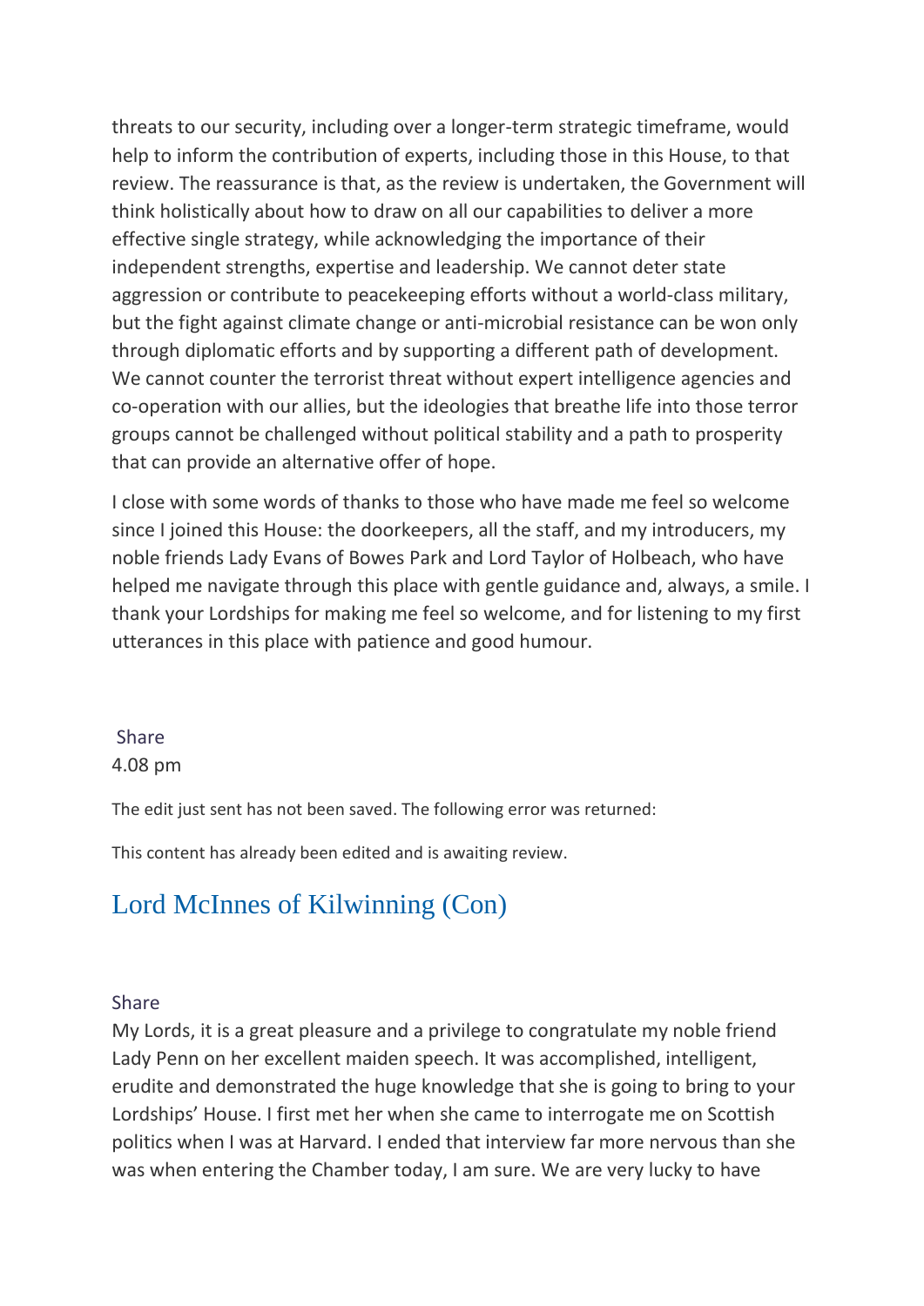threats to our security, including over a longer-term strategic timeframe, would help to inform the contribution of experts, including those in this House, to that review. The reassurance is that, as the review is undertaken, the Government will think holistically about how to draw on all our capabilities to deliver a more effective single strategy, while acknowledging the importance of their independent strengths, expertise and leadership. We cannot deter state aggression or contribute to peacekeeping efforts without a world-class military, but the fight against climate change or anti-microbial resistance can be won only through diplomatic efforts and by supporting a different path of development. We cannot counter the terrorist threat without expert intelligence agencies and co-operation with our allies, but the ideologies that breathe life into those terror groups cannot be challenged without political stability and a path to prosperity that can provide an alternative offer of hope.

I close with some words of thanks to those who have made me feel so welcome since I joined this House: the doorkeepers, all the staff, and my introducers, my noble friends Lady Evans of Bowes Park and Lord Taylor of Holbeach, who have helped me navigate through this place with gentle guidance and, always, a smile. I thank your Lordships for making me feel so welcome, and for listening to my first utterances in this place with patience and good humour.

Share
4.08 pm

The edit just sent has not been saved. The following error was returned:

This content has already been edited and is awaiting review.

## Lord McInnes of Kilwinning (Con)

Share
My Lords, it is a great pleasure and a privilege to congratulate my noble friend Lady Penn on her excellent maiden speech. It was accomplished, intelligent, erudite and demonstrated the huge knowledge that she is going to bring to your Lordships' House. I first met her when she came to interrogate me on Scottish politics when I was at Harvard. I ended that interview far more nervous than she was when entering the Chamber today, I am sure. We are very lucky to have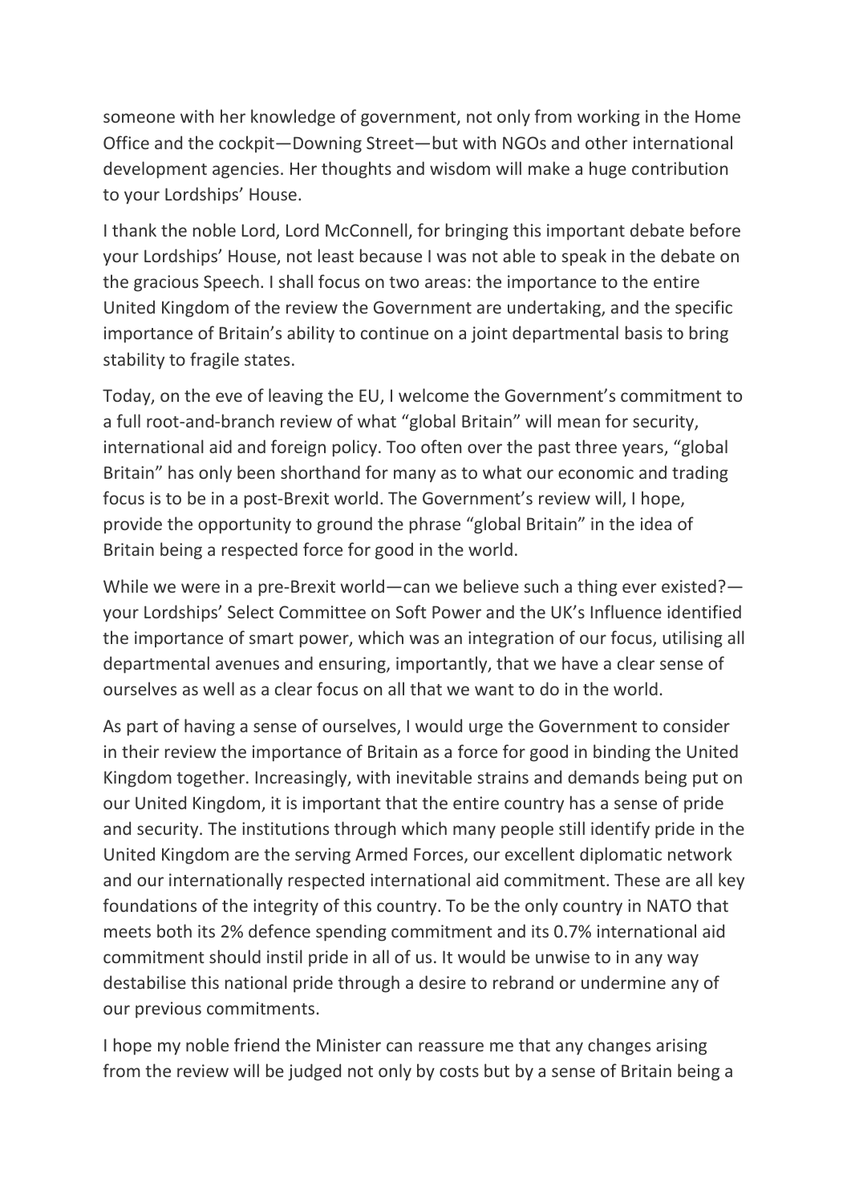someone with her knowledge of government, not only from working in the Home Office and the cockpit—Downing Street—but with NGOs and other international development agencies. Her thoughts and wisdom will make a huge contribution to your Lordships' House.

I thank the noble Lord, Lord McConnell, for bringing this important debate before your Lordships' House, not least because I was not able to speak in the debate on the gracious Speech. I shall focus on two areas: the importance to the entire United Kingdom of the review the Government are undertaking, and the specific importance of Britain's ability to continue on a joint departmental basis to bring stability to fragile states.

Today, on the eve of leaving the EU, I welcome the Government's commitment to a full root-and-branch review of what "global Britain" will mean for security, international aid and foreign policy. Too often over the past three years, "global Britain" has only been shorthand for many as to what our economic and trading focus is to be in a post-Brexit world. The Government's review will, I hope, provide the opportunity to ground the phrase "global Britain" in the idea of Britain being a respected force for good in the world.

While we were in a pre-Brexit world—can we believe such a thing ever existed?—your Lordships' Select Committee on Soft Power and the UK's Influence identified the importance of smart power, which was an integration of our focus, utilising all departmental avenues and ensuring, importantly, that we have a clear sense of ourselves as well as a clear focus on all that we want to do in the world.

As part of having a sense of ourselves, I would urge the Government to consider in their review the importance of Britain as a force for good in binding the United Kingdom together. Increasingly, with inevitable strains and demands being put on our United Kingdom, it is important that the entire country has a sense of pride and security. The institutions through which many people still identify pride in the United Kingdom are the serving Armed Forces, our excellent diplomatic network and our internationally respected international aid commitment. These are all key foundations of the integrity of this country. To be the only country in NATO that meets both its 2% defence spending commitment and its 0.7% international aid commitment should instil pride in all of us. It would be unwise to in any way destabilise this national pride through a desire to rebrand or undermine any of our previous commitments.

I hope my noble friend the Minister can reassure me that any changes arising from the review will be judged not only by costs but by a sense of Britain being a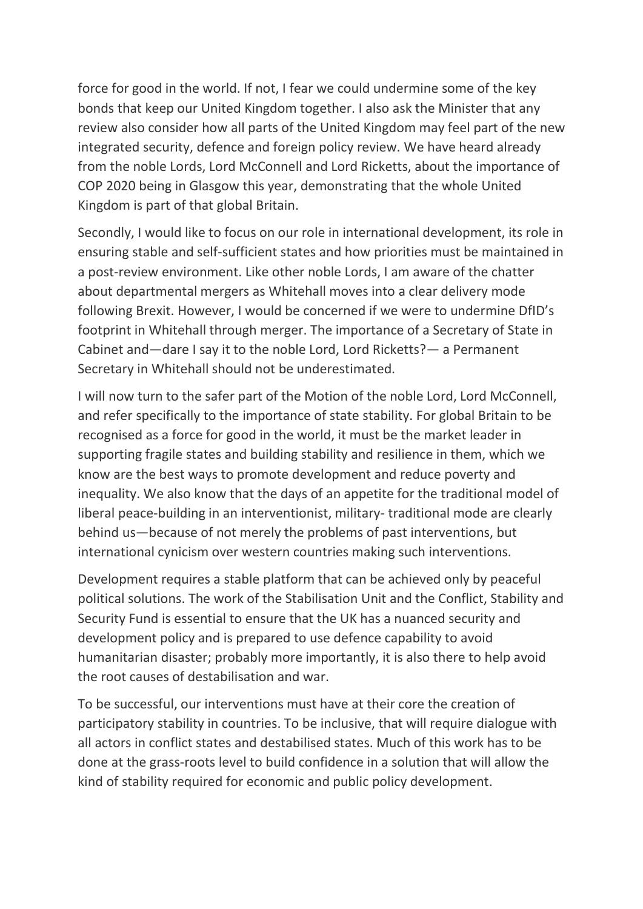force for good in the world. If not, I fear we could undermine some of the key bonds that keep our United Kingdom together. I also ask the Minister that any review also consider how all parts of the United Kingdom may feel part of the new integrated security, defence and foreign policy review. We have heard already from the noble Lords, Lord McConnell and Lord Ricketts, about the importance of COP 2020 being in Glasgow this year, demonstrating that the whole United Kingdom is part of that global Britain.

Secondly, I would like to focus on our role in international development, its role in ensuring stable and self-sufficient states and how priorities must be maintained in a post-review environment. Like other noble Lords, I am aware of the chatter about departmental mergers as Whitehall moves into a clear delivery mode following Brexit. However, I would be concerned if we were to undermine DfID's footprint in Whitehall through merger. The importance of a Secretary of State in Cabinet and—dare I say it to the noble Lord, Lord Ricketts?— a Permanent Secretary in Whitehall should not be underestimated.

I will now turn to the safer part of the Motion of the noble Lord, Lord McConnell, and refer specifically to the importance of state stability. For global Britain to be recognised as a force for good in the world, it must be the market leader in supporting fragile states and building stability and resilience in them, which we know are the best ways to promote development and reduce poverty and inequality. We also know that the days of an appetite for the traditional model of liberal peace-building in an interventionist, military- traditional mode are clearly behind us—because of not merely the problems of past interventions, but international cynicism over western countries making such interventions.

Development requires a stable platform that can be achieved only by peaceful political solutions. The work of the Stabilisation Unit and the Conflict, Stability and Security Fund is essential to ensure that the UK has a nuanced security and development policy and is prepared to use defence capability to avoid humanitarian disaster; probably more importantly, it is also there to help avoid the root causes of destabilisation and war.

To be successful, our interventions must have at their core the creation of participatory stability in countries. To be inclusive, that will require dialogue with all actors in conflict states and destabilised states. Much of this work has to be done at the grass-roots level to build confidence in a solution that will allow the kind of stability required for economic and public policy development.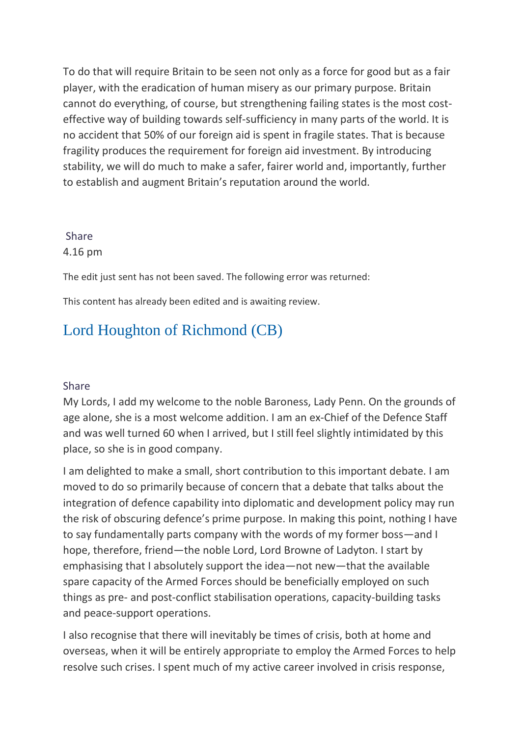To do that will require Britain to be seen not only as a force for good but as a fair player, with the eradication of human misery as our primary purpose. Britain cannot do everything, of course, but strengthening failing states is the most cost-effective way of building towards self-sufficiency in many parts of the world. It is no accident that 50% of our foreign aid is spent in fragile states. That is because fragility produces the requirement for foreign aid investment. By introducing stability, we will do much to make a safer, fairer world and, importantly, further to establish and augment Britain's reputation around the world.

Share

4.16 pm

The edit just sent has not been saved. The following error was returned:

This content has already been edited and is awaiting review.

## Lord Houghton of Richmond (CB)

Share

My Lords, I add my welcome to the noble Baroness, Lady Penn. On the grounds of age alone, she is a most welcome addition. I am an ex-Chief of the Defence Staff and was well turned 60 when I arrived, but I still feel slightly intimidated by this place, so she is in good company.

I am delighted to make a small, short contribution to this important debate. I am moved to do so primarily because of concern that a debate that talks about the integration of defence capability into diplomatic and development policy may run the risk of obscuring defence's prime purpose. In making this point, nothing I have to say fundamentally parts company with the words of my former boss—and I hope, therefore, friend—the noble Lord, Lord Browne of Ladyton. I start by emphasising that I absolutely support the idea—not new—that the available spare capacity of the Armed Forces should be beneficially employed on such things as pre- and post-conflict stabilisation operations, capacity-building tasks and peace-support operations.

I also recognise that there will inevitably be times of crisis, both at home and overseas, when it will be entirely appropriate to employ the Armed Forces to help resolve such crises. I spent much of my active career involved in crisis response,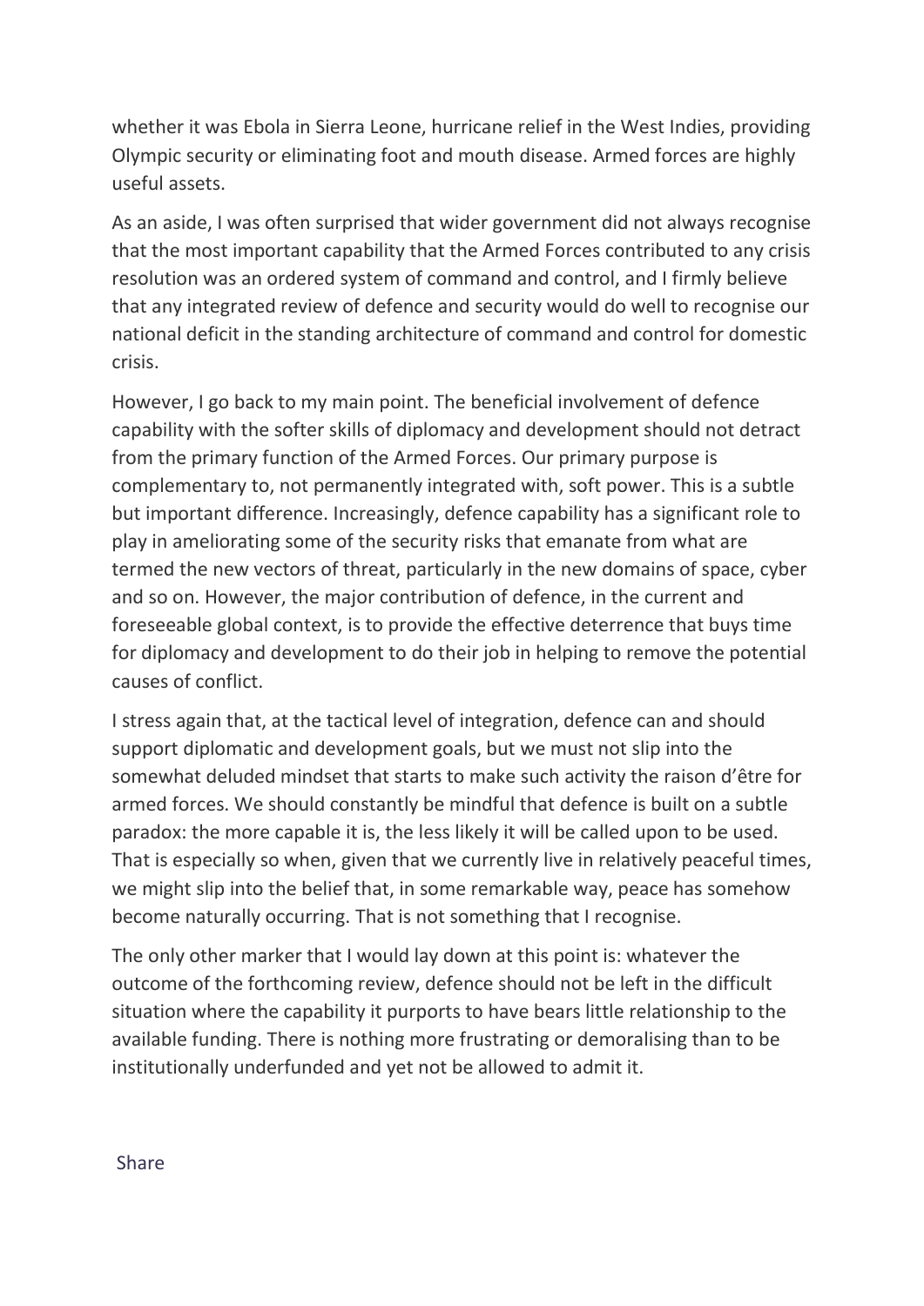whether it was Ebola in Sierra Leone, hurricane relief in the West Indies, providing Olympic security or eliminating foot and mouth disease. Armed forces are highly useful assets.

As an aside, I was often surprised that wider government did not always recognise that the most important capability that the Armed Forces contributed to any crisis resolution was an ordered system of command and control, and I firmly believe that any integrated review of defence and security would do well to recognise our national deficit in the standing architecture of command and control for domestic crisis.

However, I go back to my main point. The beneficial involvement of defence capability with the softer skills of diplomacy and development should not detract from the primary function of the Armed Forces. Our primary purpose is complementary to, not permanently integrated with, soft power. This is a subtle but important difference. Increasingly, defence capability has a significant role to play in ameliorating some of the security risks that emanate from what are termed the new vectors of threat, particularly in the new domains of space, cyber and so on. However, the major contribution of defence, in the current and foreseeable global context, is to provide the effective deterrence that buys time for diplomacy and development to do their job in helping to remove the potential causes of conflict.

I stress again that, at the tactical level of integration, defence can and should support diplomatic and development goals, but we must not slip into the somewhat deluded mindset that starts to make such activity the raison d'être for armed forces. We should constantly be mindful that defence is built on a subtle paradox: the more capable it is, the less likely it will be called upon to be used. That is especially so when, given that we currently live in relatively peaceful times, we might slip into the belief that, in some remarkable way, peace has somehow become naturally occurring. That is not something that I recognise.

The only other marker that I would lay down at this point is: whatever the outcome of the forthcoming review, defence should not be left in the difficult situation where the capability it purports to have bears little relationship to the available funding. There is nothing more frustrating or demoralising than to be institutionally underfunded and yet not be allowed to admit it.

Share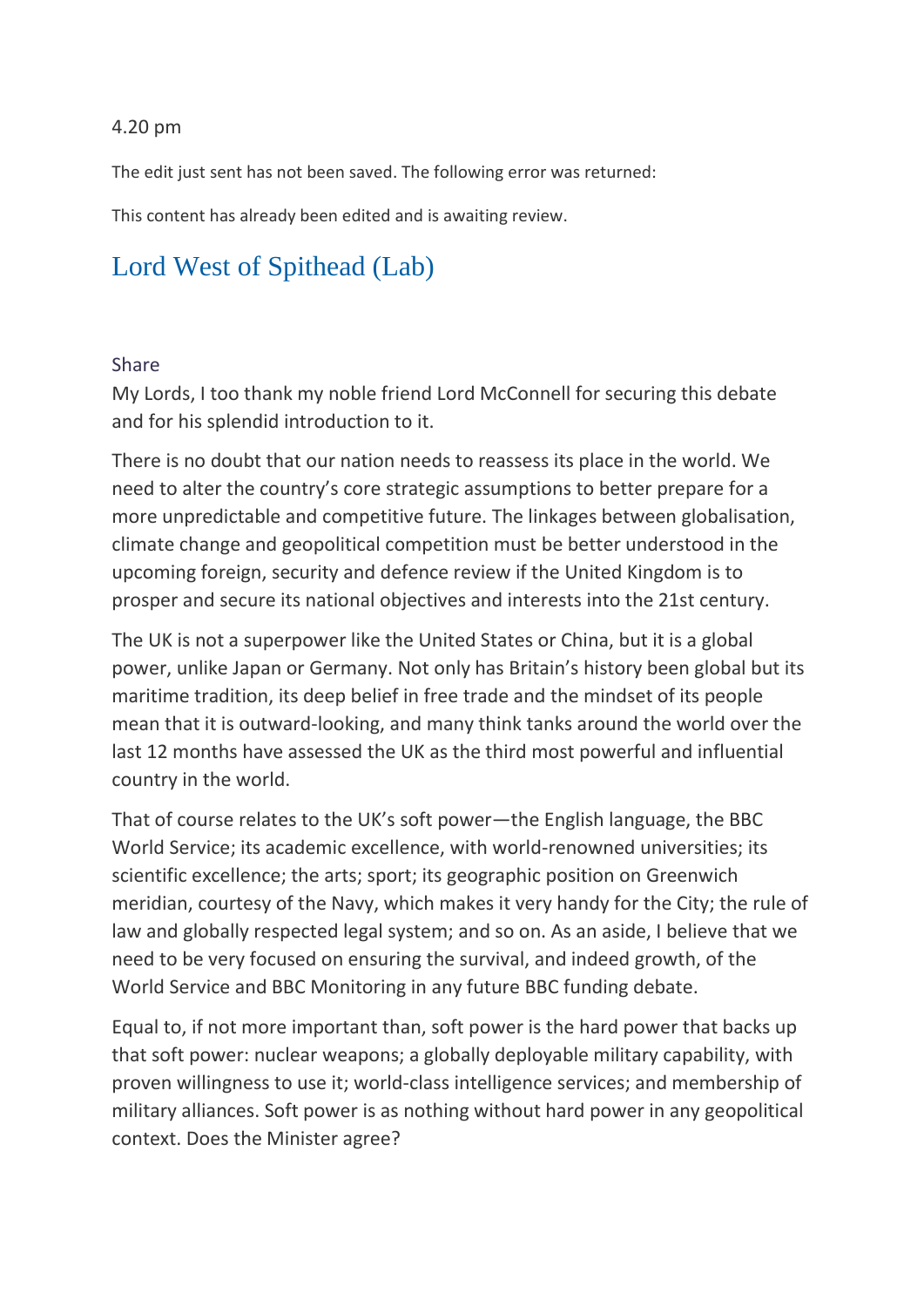4.20 pm

The edit just sent has not been saved. The following error was returned:

This content has already been edited and is awaiting review.

## Lord West of Spithead (Lab)

Share

My Lords, I too thank my noble friend Lord McConnell for securing this debate and for his splendid introduction to it.

There is no doubt that our nation needs to reassess its place in the world. We need to alter the country's core strategic assumptions to better prepare for a more unpredictable and competitive future. The linkages between globalisation, climate change and geopolitical competition must be better understood in the upcoming foreign, security and defence review if the United Kingdom is to prosper and secure its national objectives and interests into the 21st century.

The UK is not a superpower like the United States or China, but it is a global power, unlike Japan or Germany. Not only has Britain's history been global but its maritime tradition, its deep belief in free trade and the mindset of its people mean that it is outward-looking, and many think tanks around the world over the last 12 months have assessed the UK as the third most powerful and influential country in the world.

That of course relates to the UK's soft power—the English language, the BBC World Service; its academic excellence, with world-renowned universities; its scientific excellence; the arts; sport; its geographic position on Greenwich meridian, courtesy of the Navy, which makes it very handy for the City; the rule of law and globally respected legal system; and so on. As an aside, I believe that we need to be very focused on ensuring the survival, and indeed growth, of the World Service and BBC Monitoring in any future BBC funding debate.

Equal to, if not more important than, soft power is the hard power that backs up that soft power: nuclear weapons; a globally deployable military capability, with proven willingness to use it; world-class intelligence services; and membership of military alliances. Soft power is as nothing without hard power in any geopolitical context. Does the Minister agree?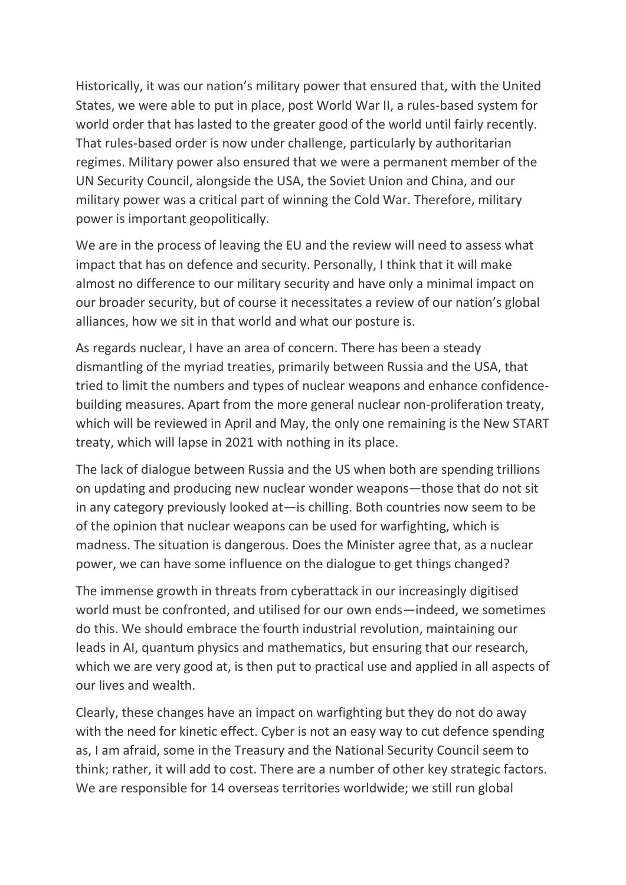Historically, it was our nation's military power that ensured that, with the United States, we were able to put in place, post World War II, a rules-based system for world order that has lasted to the greater good of the world until fairly recently. That rules-based order is now under challenge, particularly by authoritarian regimes. Military power also ensured that we were a permanent member of the UN Security Council, alongside the USA, the Soviet Union and China, and our military power was a critical part of winning the Cold War. Therefore, military power is important geopolitically.

We are in the process of leaving the EU and the review will need to assess what impact that has on defence and security. Personally, I think that it will make almost no difference to our military security and have only a minimal impact on our broader security, but of course it necessitates a review of our nation's global alliances, how we sit in that world and what our posture is.

As regards nuclear, I have an area of concern. There has been a steady dismantling of the myriad treaties, primarily between Russia and the USA, that tried to limit the numbers and types of nuclear weapons and enhance confidence-building measures. Apart from the more general nuclear non-proliferation treaty, which will be reviewed in April and May, the only one remaining is the New START treaty, which will lapse in 2021 with nothing in its place.

The lack of dialogue between Russia and the US when both are spending trillions on updating and producing new nuclear wonder weapons—those that do not sit in any category previously looked at—is chilling. Both countries now seem to be of the opinion that nuclear weapons can be used for warfighting, which is madness. The situation is dangerous. Does the Minister agree that, as a nuclear power, we can have some influence on the dialogue to get things changed?

The immense growth in threats from cyberattack in our increasingly digitised world must be confronted, and utilised for our own ends—indeed, we sometimes do this. We should embrace the fourth industrial revolution, maintaining our leads in AI, quantum physics and mathematics, but ensuring that our research, which we are very good at, is then put to practical use and applied in all aspects of our lives and wealth.

Clearly, these changes have an impact on warfighting but they do not do away with the need for kinetic effect. Cyber is not an easy way to cut defence spending as, I am afraid, some in the Treasury and the National Security Council seem to think; rather, it will add to cost. There are a number of other key strategic factors. We are responsible for 14 overseas territories worldwide; we still run global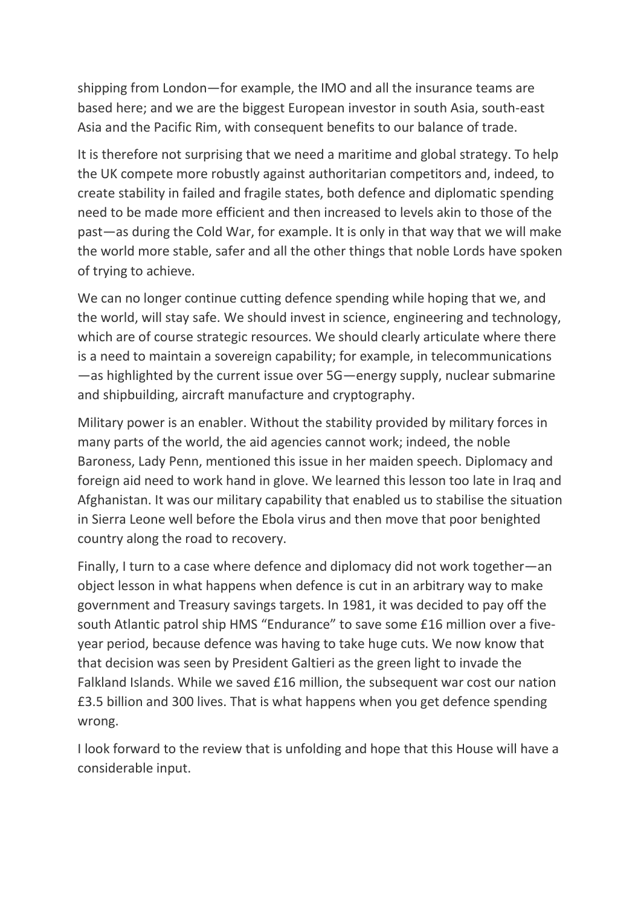shipping from London—for example, the IMO and all the insurance teams are based here; and we are the biggest European investor in south Asia, south-east Asia and the Pacific Rim, with consequent benefits to our balance of trade.

It is therefore not surprising that we need a maritime and global strategy. To help the UK compete more robustly against authoritarian competitors and, indeed, to create stability in failed and fragile states, both defence and diplomatic spending need to be made more efficient and then increased to levels akin to those of the past—as during the Cold War, for example. It is only in that way that we will make the world more stable, safer and all the other things that noble Lords have spoken of trying to achieve.

We can no longer continue cutting defence spending while hoping that we, and the world, will stay safe. We should invest in science, engineering and technology, which are of course strategic resources. We should clearly articulate where there is a need to maintain a sovereign capability; for example, in telecommunications—as highlighted by the current issue over 5G—energy supply, nuclear submarine and shipbuilding, aircraft manufacture and cryptography.

Military power is an enabler. Without the stability provided by military forces in many parts of the world, the aid agencies cannot work; indeed, the noble Baroness, Lady Penn, mentioned this issue in her maiden speech. Diplomacy and foreign aid need to work hand in glove. We learned this lesson too late in Iraq and Afghanistan. It was our military capability that enabled us to stabilise the situation in Sierra Leone well before the Ebola virus and then move that poor benighted country along the road to recovery.

Finally, I turn to a case where defence and diplomacy did not work together—an object lesson in what happens when defence is cut in an arbitrary way to make government and Treasury savings targets. In 1981, it was decided to pay off the south Atlantic patrol ship HMS "Endurance" to save some £16 million over a five-year period, because defence was having to take huge cuts. We now know that that decision was seen by President Galtieri as the green light to invade the Falkland Islands. While we saved £16 million, the subsequent war cost our nation £3.5 billion and 300 lives. That is what happens when you get defence spending wrong.

I look forward to the review that is unfolding and hope that this House will have a considerable input.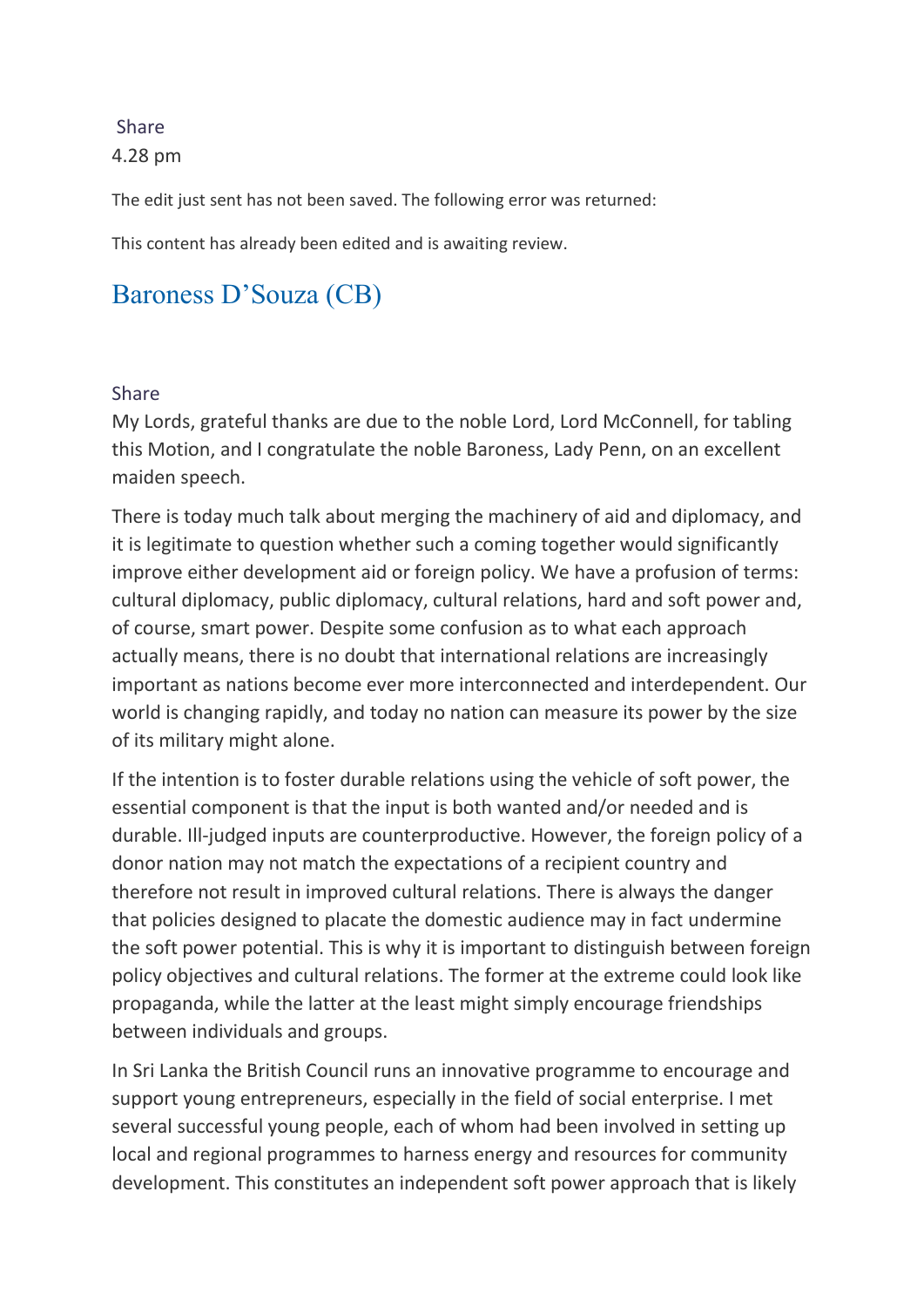Share
4.28 pm

The edit just sent has not been saved. The following error was returned:

This content has already been edited and is awaiting review.

## Baroness D'Souza (CB)

Share

My Lords, grateful thanks are due to the noble Lord, Lord McConnell, for tabling this Motion, and I congratulate the noble Baroness, Lady Penn, on an excellent maiden speech.

There is today much talk about merging the machinery of aid and diplomacy, and it is legitimate to question whether such a coming together would significantly improve either development aid or foreign policy. We have a profusion of terms: cultural diplomacy, public diplomacy, cultural relations, hard and soft power and, of course, smart power. Despite some confusion as to what each approach actually means, there is no doubt that international relations are increasingly important as nations become ever more interconnected and interdependent. Our world is changing rapidly, and today no nation can measure its power by the size of its military might alone.

If the intention is to foster durable relations using the vehicle of soft power, the essential component is that the input is both wanted and/or needed and is durable. Ill-judged inputs are counterproductive. However, the foreign policy of a donor nation may not match the expectations of a recipient country and therefore not result in improved cultural relations. There is always the danger that policies designed to placate the domestic audience may in fact undermine the soft power potential. This is why it is important to distinguish between foreign policy objectives and cultural relations. The former at the extreme could look like propaganda, while the latter at the least might simply encourage friendships between individuals and groups.

In Sri Lanka the British Council runs an innovative programme to encourage and support young entrepreneurs, especially in the field of social enterprise. I met several successful young people, each of whom had been involved in setting up local and regional programmes to harness energy and resources for community development. This constitutes an independent soft power approach that is likely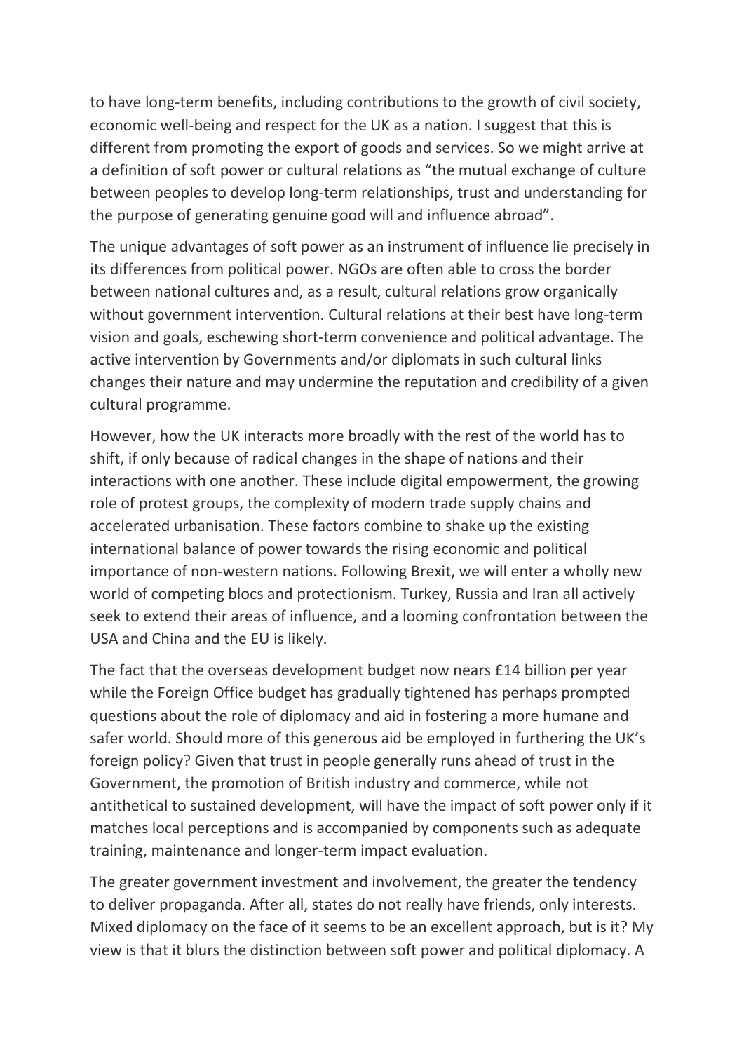to have long-term benefits, including contributions to the growth of civil society, economic well-being and respect for the UK as a nation. I suggest that this is different from promoting the export of goods and services. So we might arrive at a definition of soft power or cultural relations as “the mutual exchange of culture between peoples to develop long-term relationships, trust and understanding for the purpose of generating genuine good will and influence abroad”.

The unique advantages of soft power as an instrument of influence lie precisely in its differences from political power. NGOs are often able to cross the border between national cultures and, as a result, cultural relations grow organically without government intervention. Cultural relations at their best have long-term vision and goals, eschewing short-term convenience and political advantage. The active intervention by Governments and/or diplomats in such cultural links changes their nature and may undermine the reputation and credibility of a given cultural programme.

However, how the UK interacts more broadly with the rest of the world has to shift, if only because of radical changes in the shape of nations and their interactions with one another. These include digital empowerment, the growing role of protest groups, the complexity of modern trade supply chains and accelerated urbanisation. These factors combine to shake up the existing international balance of power towards the rising economic and political importance of non-western nations. Following Brexit, we will enter a wholly new world of competing blocs and protectionism. Turkey, Russia and Iran all actively seek to extend their areas of influence, and a looming confrontation between the USA and China and the EU is likely.

The fact that the overseas development budget now nears £14 billion per year while the Foreign Office budget has gradually tightened has perhaps prompted questions about the role of diplomacy and aid in fostering a more humane and safer world. Should more of this generous aid be employed in furthering the UK’s foreign policy? Given that trust in people generally runs ahead of trust in the Government, the promotion of British industry and commerce, while not antithetical to sustained development, will have the impact of soft power only if it matches local perceptions and is accompanied by components such as adequate training, maintenance and longer-term impact evaluation.

The greater government investment and involvement, the greater the tendency to deliver propaganda. After all, states do not really have friends, only interests. Mixed diplomacy on the face of it seems to be an excellent approach, but is it? My view is that it blurs the distinction between soft power and political diplomacy. A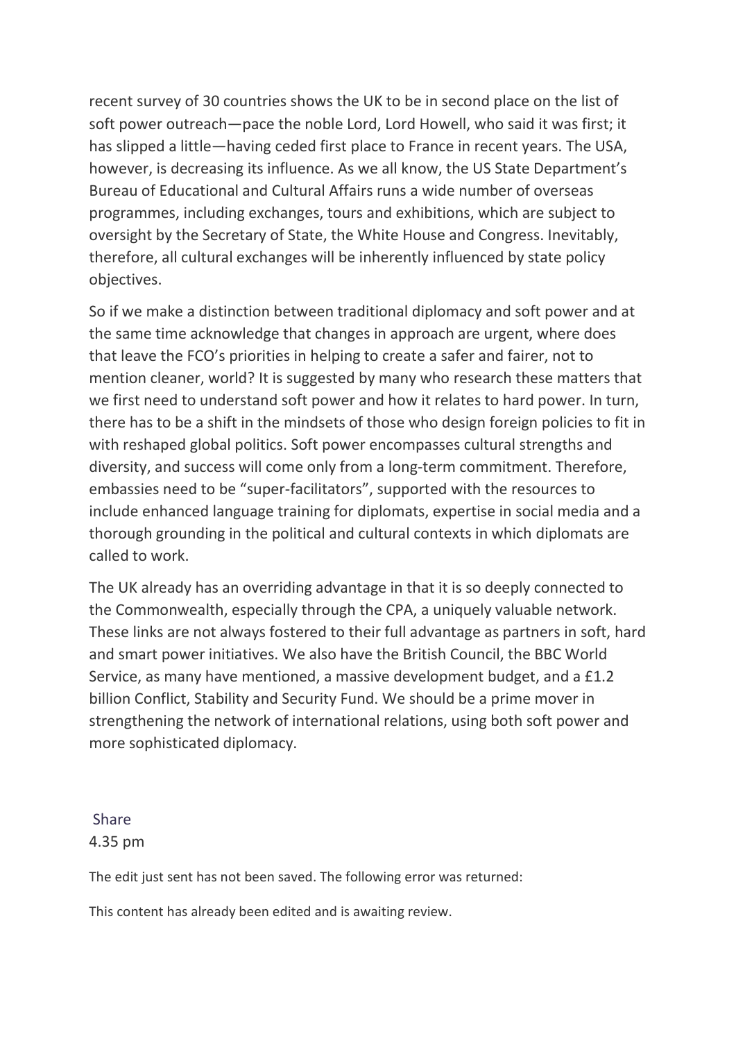recent survey of 30 countries shows the UK to be in second place on the list of soft power outreach—pace the noble Lord, Lord Howell, who said it was first; it has slipped a little—having ceded first place to France in recent years. The USA, however, is decreasing its influence. As we all know, the US State Department's Bureau of Educational and Cultural Affairs runs a wide number of overseas programmes, including exchanges, tours and exhibitions, which are subject to oversight by the Secretary of State, the White House and Congress. Inevitably, therefore, all cultural exchanges will be inherently influenced by state policy objectives.

So if we make a distinction between traditional diplomacy and soft power and at the same time acknowledge that changes in approach are urgent, where does that leave the FCO's priorities in helping to create a safer and fairer, not to mention cleaner, world? It is suggested by many who research these matters that we first need to understand soft power and how it relates to hard power. In turn, there has to be a shift in the mindsets of those who design foreign policies to fit in with reshaped global politics. Soft power encompasses cultural strengths and diversity, and success will come only from a long-term commitment. Therefore, embassies need to be "super-facilitators", supported with the resources to include enhanced language training for diplomats, expertise in social media and a thorough grounding in the political and cultural contexts in which diplomats are called to work.

The UK already has an overriding advantage in that it is so deeply connected to the Commonwealth, especially through the CPA, a uniquely valuable network. These links are not always fostered to their full advantage as partners in soft, hard and smart power initiatives. We also have the British Council, the BBC World Service, as many have mentioned, a massive development budget, and a £1.2 billion Conflict, Stability and Security Fund. We should be a prime mover in strengthening the network of international relations, using both soft power and more sophisticated diplomacy.

Share

4.35 pm

The edit just sent has not been saved. The following error was returned:

This content has already been edited and is awaiting review.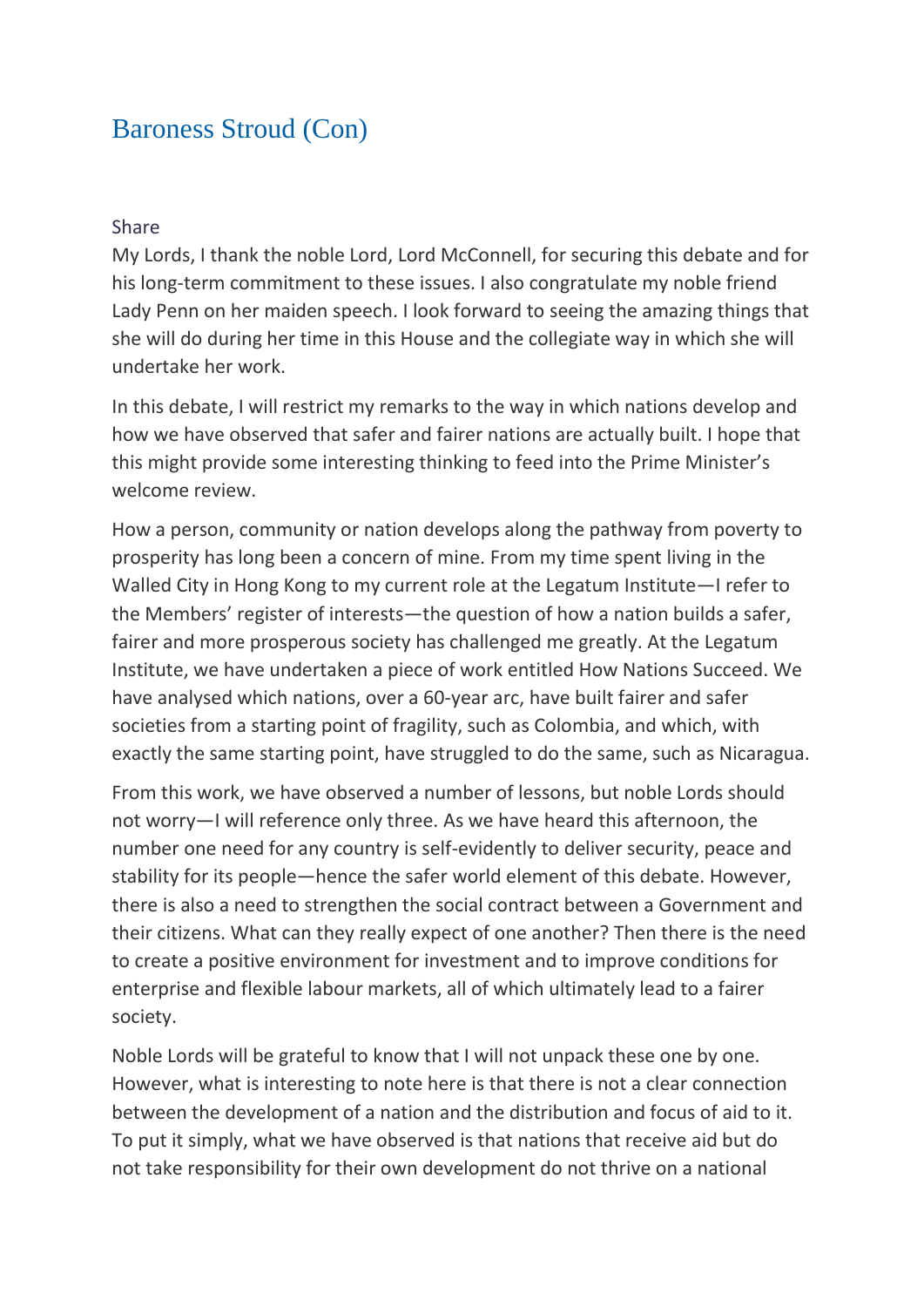## Baroness Stroud (Con)

Share

My Lords, I thank the noble Lord, Lord McConnell, for securing this debate and for his long-term commitment to these issues. I also congratulate my noble friend Lady Penn on her maiden speech. I look forward to seeing the amazing things that she will do during her time in this House and the collegiate way in which she will undertake her work.

In this debate, I will restrict my remarks to the way in which nations develop and how we have observed that safer and fairer nations are actually built. I hope that this might provide some interesting thinking to feed into the Prime Minister's welcome review.

How a person, community or nation develops along the pathway from poverty to prosperity has long been a concern of mine. From my time spent living in the Walled City in Hong Kong to my current role at the Legatum Institute—I refer to the Members' register of interests—the question of how a nation builds a safer, fairer and more prosperous society has challenged me greatly. At the Legatum Institute, we have undertaken a piece of work entitled How Nations Succeed. We have analysed which nations, over a 60-year arc, have built fairer and safer societies from a starting point of fragility, such as Colombia, and which, with exactly the same starting point, have struggled to do the same, such as Nicaragua.

From this work, we have observed a number of lessons, but noble Lords should not worry—I will reference only three. As we have heard this afternoon, the number one need for any country is self-evidently to deliver security, peace and stability for its people—hence the safer world element of this debate. However, there is also a need to strengthen the social contract between a Government and their citizens. What can they really expect of one another? Then there is the need to create a positive environment for investment and to improve conditions for enterprise and flexible labour markets, all of which ultimately lead to a fairer society.

Noble Lords will be grateful to know that I will not unpack these one by one. However, what is interesting to note here is that there is not a clear connection between the development of a nation and the distribution and focus of aid to it. To put it simply, what we have observed is that nations that receive aid but do not take responsibility for their own development do not thrive on a national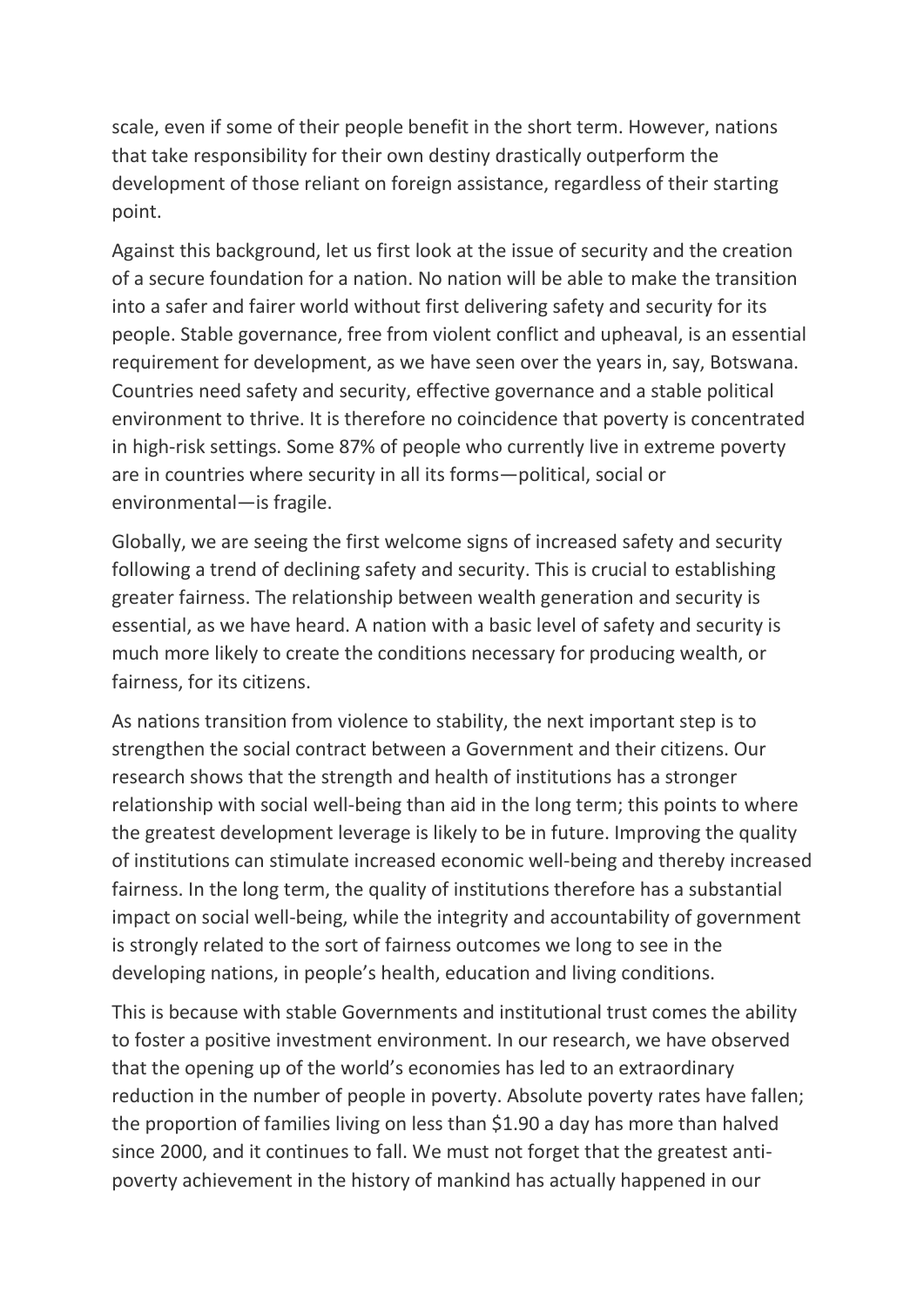scale, even if some of their people benefit in the short term. However, nations that take responsibility for their own destiny drastically outperform the development of those reliant on foreign assistance, regardless of their starting point.

Against this background, let us first look at the issue of security and the creation of a secure foundation for a nation. No nation will be able to make the transition into a safer and fairer world without first delivering safety and security for its people. Stable governance, free from violent conflict and upheaval, is an essential requirement for development, as we have seen over the years in, say, Botswana. Countries need safety and security, effective governance and a stable political environment to thrive. It is therefore no coincidence that poverty is concentrated in high-risk settings. Some 87% of people who currently live in extreme poverty are in countries where security in all its forms—political, social or environmental—is fragile.

Globally, we are seeing the first welcome signs of increased safety and security following a trend of declining safety and security. This is crucial to establishing greater fairness. The relationship between wealth generation and security is essential, as we have heard. A nation with a basic level of safety and security is much more likely to create the conditions necessary for producing wealth, or fairness, for its citizens.

As nations transition from violence to stability, the next important step is to strengthen the social contract between a Government and their citizens. Our research shows that the strength and health of institutions has a stronger relationship with social well-being than aid in the long term; this points to where the greatest development leverage is likely to be in future. Improving the quality of institutions can stimulate increased economic well-being and thereby increased fairness. In the long term, the quality of institutions therefore has a substantial impact on social well-being, while the integrity and accountability of government is strongly related to the sort of fairness outcomes we long to see in the developing nations, in people's health, education and living conditions.

This is because with stable Governments and institutional trust comes the ability to foster a positive investment environment. In our research, we have observed that the opening up of the world's economies has led to an extraordinary reduction in the number of people in poverty. Absolute poverty rates have fallen; the proportion of families living on less than $1.90 a day has more than halved since 2000, and it continues to fall. We must not forget that the greatest anti-poverty achievement in the history of mankind has actually happened in our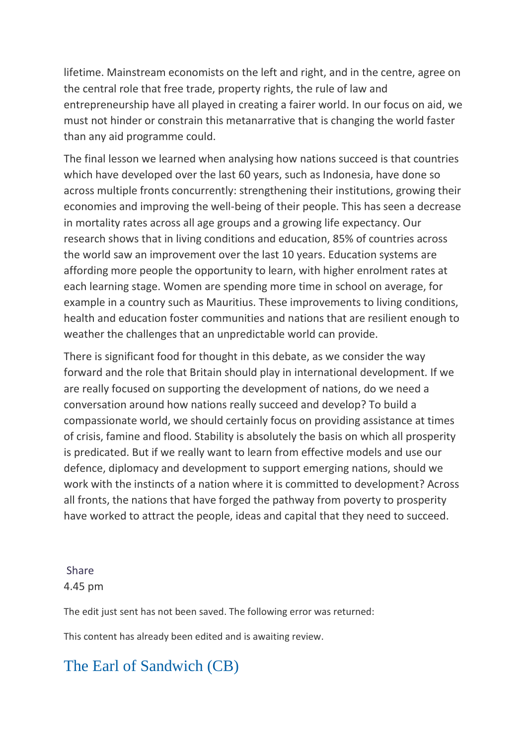lifetime. Mainstream economists on the left and right, and in the centre, agree on the central role that free trade, property rights, the rule of law and entrepreneurship have all played in creating a fairer world. In our focus on aid, we must not hinder or constrain this metanarrative that is changing the world faster than any aid programme could.

The final lesson we learned when analysing how nations succeed is that countries which have developed over the last 60 years, such as Indonesia, have done so across multiple fronts concurrently: strengthening their institutions, growing their economies and improving the well-being of their people. This has seen a decrease in mortality rates across all age groups and a growing life expectancy. Our research shows that in living conditions and education, 85% of countries across the world saw an improvement over the last 10 years. Education systems are affording more people the opportunity to learn, with higher enrolment rates at each learning stage. Women are spending more time in school on average, for example in a country such as Mauritius. These improvements to living conditions, health and education foster communities and nations that are resilient enough to weather the challenges that an unpredictable world can provide.

There is significant food for thought in this debate, as we consider the way forward and the role that Britain should play in international development. If we are really focused on supporting the development of nations, do we need a conversation around how nations really succeed and develop? To build a compassionate world, we should certainly focus on providing assistance at times of crisis, famine and flood. Stability is absolutely the basis on which all prosperity is predicated. But if we really want to learn from effective models and use our defence, diplomacy and development to support emerging nations, should we work with the instincts of a nation where it is committed to development? Across all fronts, the nations that have forged the pathway from poverty to prosperity have worked to attract the people, ideas and capital that they need to succeed.

Share

4.45 pm

The edit just sent has not been saved. The following error was returned:

This content has already been edited and is awaiting review.

## The Earl of Sandwich (CB)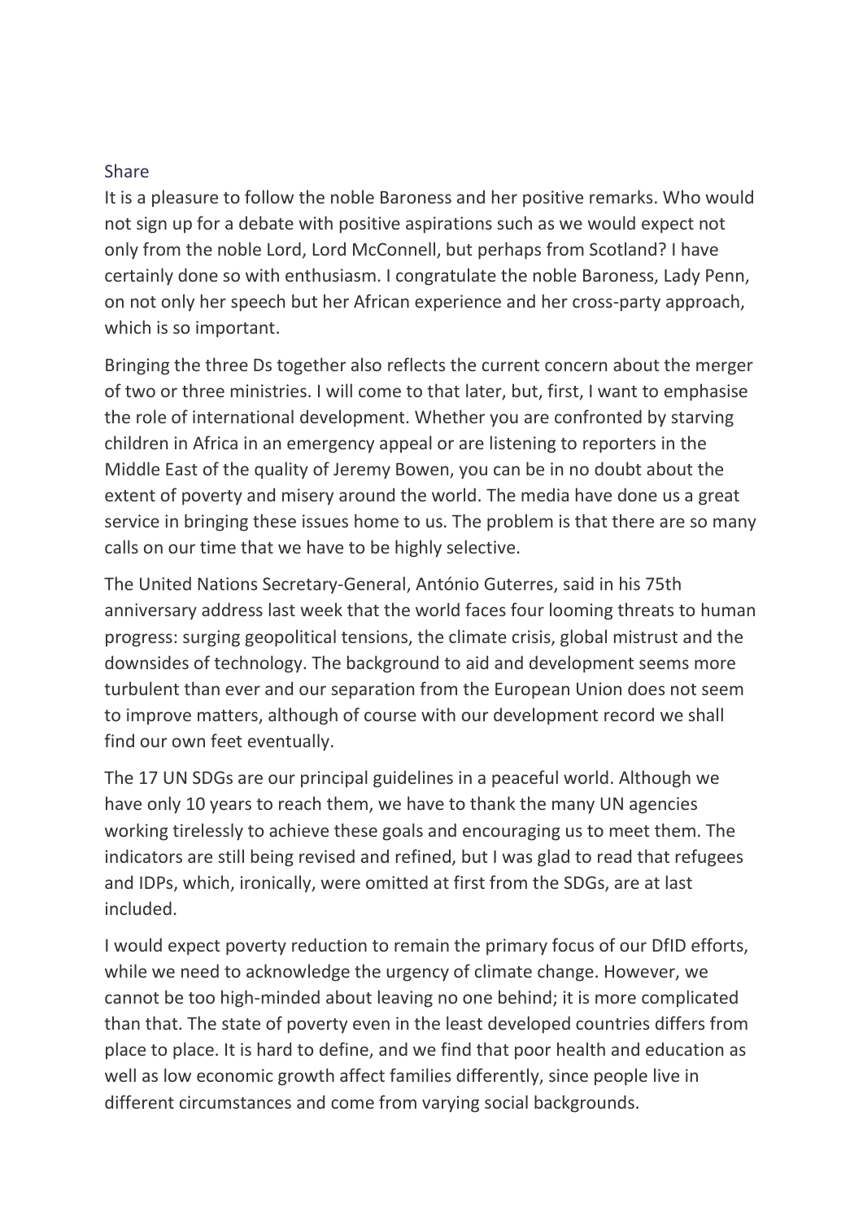Share

It is a pleasure to follow the noble Baroness and her positive remarks. Who would not sign up for a debate with positive aspirations such as we would expect not only from the noble Lord, Lord McConnell, but perhaps from Scotland? I have certainly done so with enthusiasm. I congratulate the noble Baroness, Lady Penn, on not only her speech but her African experience and her cross-party approach, which is so important.

Bringing the three Ds together also reflects the current concern about the merger of two or three ministries. I will come to that later, but, first, I want to emphasise the role of international development. Whether you are confronted by starving children in Africa in an emergency appeal or are listening to reporters in the Middle East of the quality of Jeremy Bowen, you can be in no doubt about the extent of poverty and misery around the world. The media have done us a great service in bringing these issues home to us. The problem is that there are so many calls on our time that we have to be highly selective.

The United Nations Secretary-General, António Guterres, said in his 75th anniversary address last week that the world faces four looming threats to human progress: surging geopolitical tensions, the climate crisis, global mistrust and the downsides of technology. The background to aid and development seems more turbulent than ever and our separation from the European Union does not seem to improve matters, although of course with our development record we shall find our own feet eventually.

The 17 UN SDGs are our principal guidelines in a peaceful world. Although we have only 10 years to reach them, we have to thank the many UN agencies working tirelessly to achieve these goals and encouraging us to meet them. The indicators are still being revised and refined, but I was glad to read that refugees and IDPs, which, ironically, were omitted at first from the SDGs, are at last included.

I would expect poverty reduction to remain the primary focus of our DfID efforts, while we need to acknowledge the urgency of climate change. However, we cannot be too high-minded about leaving no one behind; it is more complicated than that. The state of poverty even in the least developed countries differs from place to place. It is hard to define, and we find that poor health and education as well as low economic growth affect families differently, since people live in different circumstances and come from varying social backgrounds.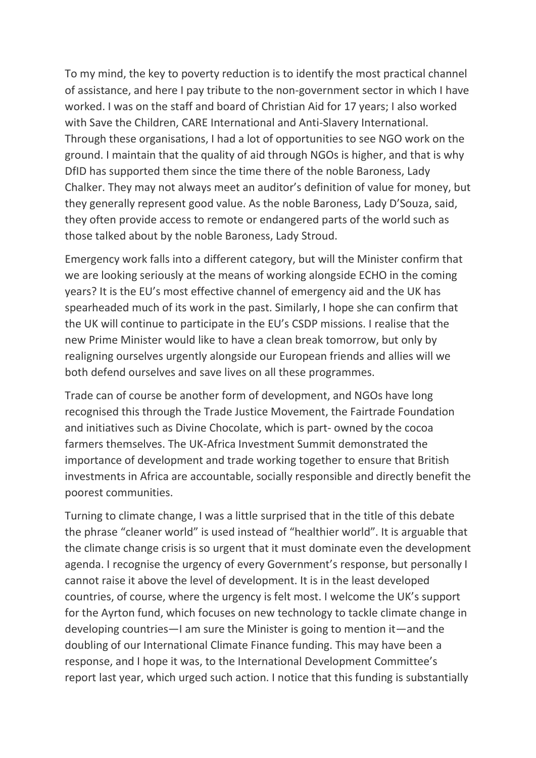To my mind, the key to poverty reduction is to identify the most practical channel of assistance, and here I pay tribute to the non-government sector in which I have worked. I was on the staff and board of Christian Aid for 17 years; I also worked with Save the Children, CARE International and Anti-Slavery International. Through these organisations, I had a lot of opportunities to see NGO work on the ground. I maintain that the quality of aid through NGOs is higher, and that is why DfID has supported them since the time there of the noble Baroness, Lady Chalker. They may not always meet an auditor's definition of value for money, but they generally represent good value. As the noble Baroness, Lady D'Souza, said, they often provide access to remote or endangered parts of the world such as those talked about by the noble Baroness, Lady Stroud.

Emergency work falls into a different category, but will the Minister confirm that we are looking seriously at the means of working alongside ECHO in the coming years? It is the EU's most effective channel of emergency aid and the UK has spearheaded much of its work in the past. Similarly, I hope she can confirm that the UK will continue to participate in the EU's CSDP missions. I realise that the new Prime Minister would like to have a clean break tomorrow, but only by realigning ourselves urgently alongside our European friends and allies will we both defend ourselves and save lives on all these programmes.

Trade can of course be another form of development, and NGOs have long recognised this through the Trade Justice Movement, the Fairtrade Foundation and initiatives such as Divine Chocolate, which is part- owned by the cocoa farmers themselves. The UK-Africa Investment Summit demonstrated the importance of development and trade working together to ensure that British investments in Africa are accountable, socially responsible and directly benefit the poorest communities.

Turning to climate change, I was a little surprised that in the title of this debate the phrase "cleaner world" is used instead of "healthier world". It is arguable that the climate change crisis is so urgent that it must dominate even the development agenda. I recognise the urgency of every Government's response, but personally I cannot raise it above the level of development. It is in the least developed countries, of course, where the urgency is felt most. I welcome the UK's support for the Ayrton fund, which focuses on new technology to tackle climate change in developing countries—I am sure the Minister is going to mention it—and the doubling of our International Climate Finance funding. This may have been a response, and I hope it was, to the International Development Committee's report last year, which urged such action. I notice that this funding is substantially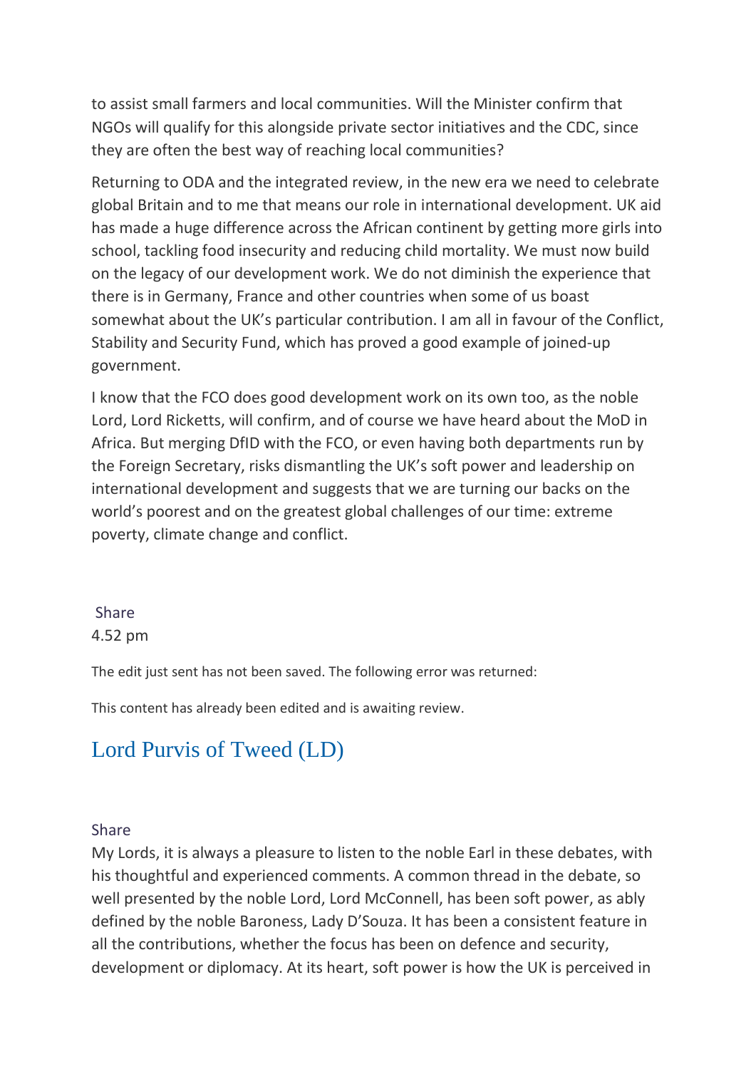to assist small farmers and local communities. Will the Minister confirm that NGOs will qualify for this alongside private sector initiatives and the CDC, since they are often the best way of reaching local communities?

Returning to ODA and the integrated review, in the new era we need to celebrate global Britain and to me that means our role in international development. UK aid has made a huge difference across the African continent by getting more girls into school, tackling food insecurity and reducing child mortality. We must now build on the legacy of our development work. We do not diminish the experience that there is in Germany, France and other countries when some of us boast somewhat about the UK's particular contribution. I am all in favour of the Conflict, Stability and Security Fund, which has proved a good example of joined-up government.

I know that the FCO does good development work on its own too, as the noble Lord, Lord Ricketts, will confirm, and of course we have heard about the MoD in Africa. But merging DfID with the FCO, or even having both departments run by the Foreign Secretary, risks dismantling the UK's soft power and leadership on international development and suggests that we are turning our backs on the world's poorest and on the greatest global challenges of our time: extreme poverty, climate change and conflict.

Share

4.52 pm

The edit just sent has not been saved. The following error was returned:

This content has already been edited and is awaiting review.

## Lord Purvis of Tweed (LD)

Share

My Lords, it is always a pleasure to listen to the noble Earl in these debates, with his thoughtful and experienced comments. A common thread in the debate, so well presented by the noble Lord, Lord McConnell, has been soft power, as ably defined by the noble Baroness, Lady D'Souza. It has been a consistent feature in all the contributions, whether the focus has been on defence and security, development or diplomacy. At its heart, soft power is how the UK is perceived in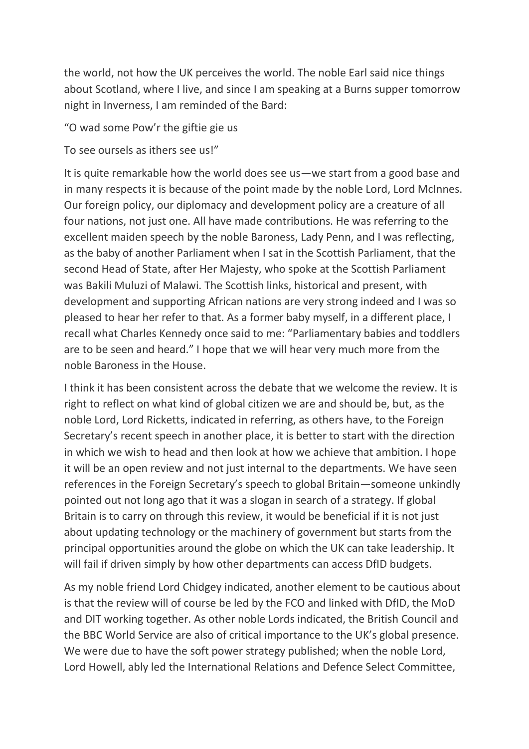the world, not how the UK perceives the world. The noble Earl said nice things about Scotland, where I live, and since I am speaking at a Burns supper tomorrow night in Inverness, I am reminded of the Bard:

"O wad some Pow'r the giftie gie us

To see oursels as ithers see us!"

It is quite remarkable how the world does see us—we start from a good base and in many respects it is because of the point made by the noble Lord, Lord McInnes. Our foreign policy, our diplomacy and development policy are a creature of all four nations, not just one. All have made contributions. He was referring to the excellent maiden speech by the noble Baroness, Lady Penn, and I was reflecting, as the baby of another Parliament when I sat in the Scottish Parliament, that the second Head of State, after Her Majesty, who spoke at the Scottish Parliament was Bakili Muluzi of Malawi. The Scottish links, historical and present, with development and supporting African nations are very strong indeed and I was so pleased to hear her refer to that. As a former baby myself, in a different place, I recall what Charles Kennedy once said to me: "Parliamentary babies and toddlers are to be seen and heard." I hope that we will hear very much more from the noble Baroness in the House.

I think it has been consistent across the debate that we welcome the review. It is right to reflect on what kind of global citizen we are and should be, but, as the noble Lord, Lord Ricketts, indicated in referring, as others have, to the Foreign Secretary's recent speech in another place, it is better to start with the direction in which we wish to head and then look at how we achieve that ambition. I hope it will be an open review and not just internal to the departments. We have seen references in the Foreign Secretary's speech to global Britain—someone unkindly pointed out not long ago that it was a slogan in search of a strategy. If global Britain is to carry on through this review, it would be beneficial if it is not just about updating technology or the machinery of government but starts from the principal opportunities around the globe on which the UK can take leadership. It will fail if driven simply by how other departments can access DfID budgets.

As my noble friend Lord Chidgey indicated, another element to be cautious about is that the review will of course be led by the FCO and linked with DfID, the MoD and DIT working together. As other noble Lords indicated, the British Council and the BBC World Service are also of critical importance to the UK's global presence. We were due to have the soft power strategy published; when the noble Lord, Lord Howell, ably led the International Relations and Defence Select Committee,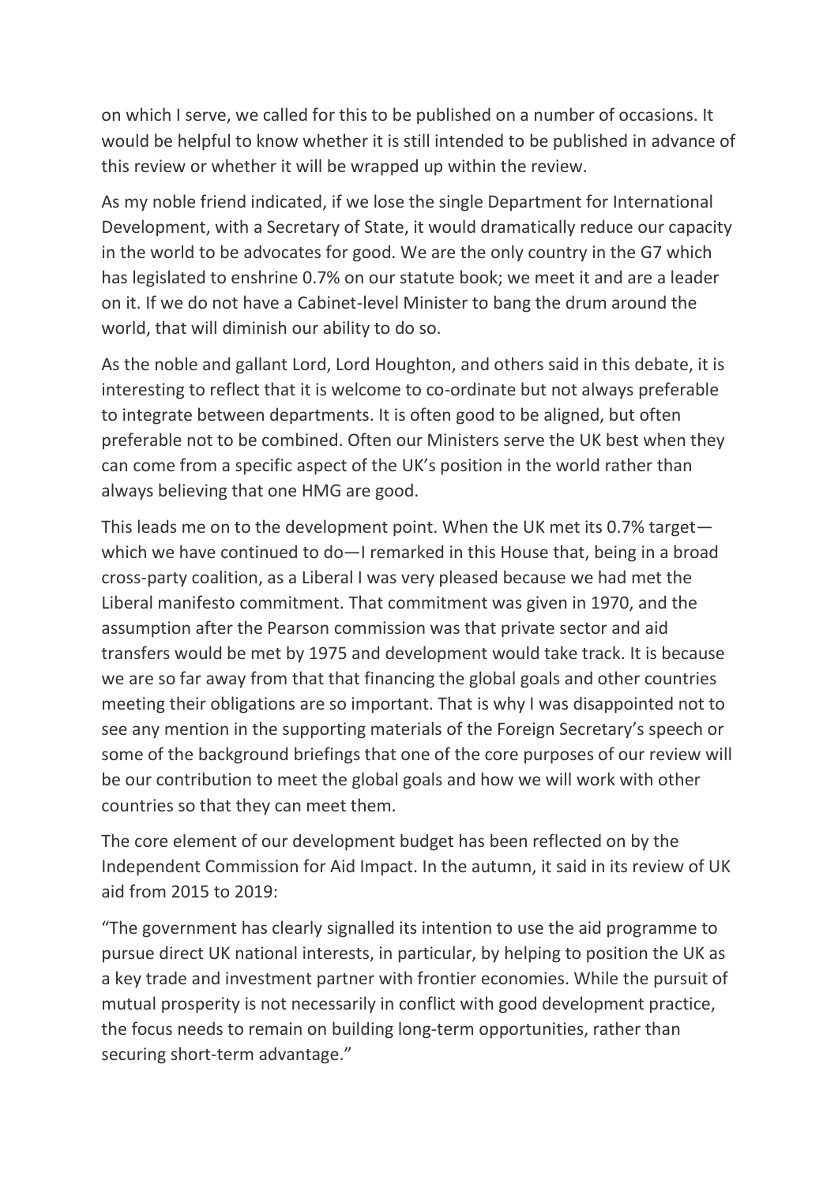on which I serve, we called for this to be published on a number of occasions. It would be helpful to know whether it is still intended to be published in advance of this review or whether it will be wrapped up within the review.

As my noble friend indicated, if we lose the single Department for International Development, with a Secretary of State, it would dramatically reduce our capacity in the world to be advocates for good. We are the only country in the G7 which has legislated to enshrine 0.7% on our statute book; we meet it and are a leader on it. If we do not have a Cabinet-level Minister to bang the drum around the world, that will diminish our ability to do so.

As the noble and gallant Lord, Lord Houghton, and others said in this debate, it is interesting to reflect that it is welcome to co-ordinate but not always preferable to integrate between departments. It is often good to be aligned, but often preferable not to be combined. Often our Ministers serve the UK best when they can come from a specific aspect of the UK's position in the world rather than always believing that one HMG are good.

This leads me on to the development point. When the UK met its 0.7% target—which we have continued to do—I remarked in this House that, being in a broad cross-party coalition, as a Liberal I was very pleased because we had met the Liberal manifesto commitment. That commitment was given in 1970, and the assumption after the Pearson commission was that private sector and aid transfers would be met by 1975 and development would take track. It is because we are so far away from that that financing the global goals and other countries meeting their obligations are so important. That is why I was disappointed not to see any mention in the supporting materials of the Foreign Secretary's speech or some of the background briefings that one of the core purposes of our review will be our contribution to meet the global goals and how we will work with other countries so that they can meet them.

The core element of our development budget has been reflected on by the Independent Commission for Aid Impact. In the autumn, it said in its review of UK aid from 2015 to 2019:

"The government has clearly signalled its intention to use the aid programme to pursue direct UK national interests, in particular, by helping to position the UK as a key trade and investment partner with frontier economies. While the pursuit of mutual prosperity is not necessarily in conflict with good development practice, the focus needs to remain on building long-term opportunities, rather than securing short-term advantage."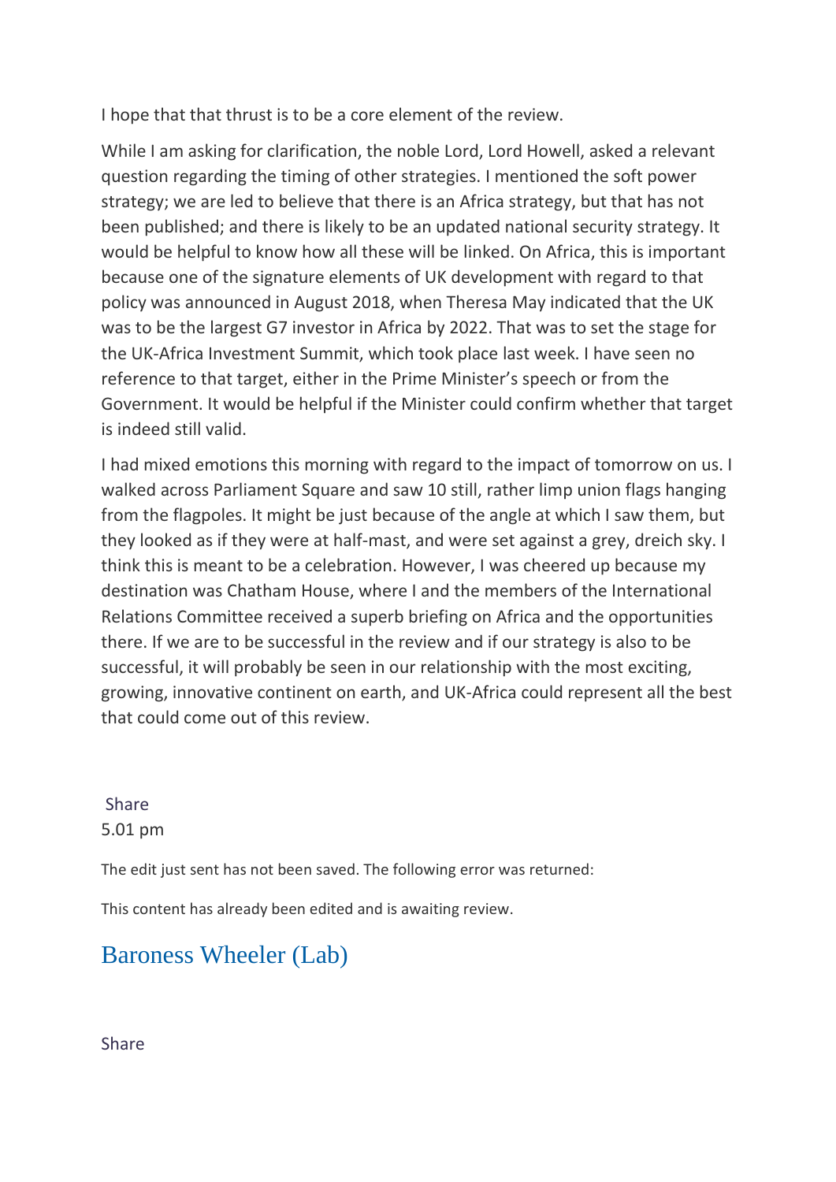I hope that that thrust is to be a core element of the review.

While I am asking for clarification, the noble Lord, Lord Howell, asked a relevant question regarding the timing of other strategies. I mentioned the soft power strategy; we are led to believe that there is an Africa strategy, but that has not been published; and there is likely to be an updated national security strategy. It would be helpful to know how all these will be linked. On Africa, this is important because one of the signature elements of UK development with regard to that policy was announced in August 2018, when Theresa May indicated that the UK was to be the largest G7 investor in Africa by 2022. That was to set the stage for the UK-Africa Investment Summit, which took place last week. I have seen no reference to that target, either in the Prime Minister's speech or from the Government. It would be helpful if the Minister could confirm whether that target is indeed still valid.

I had mixed emotions this morning with regard to the impact of tomorrow on us. I walked across Parliament Square and saw 10 still, rather limp union flags hanging from the flagpoles. It might be just because of the angle at which I saw them, but they looked as if they were at half-mast, and were set against a grey, dreich sky. I think this is meant to be a celebration. However, I was cheered up because my destination was Chatham House, where I and the members of the International Relations Committee received a superb briefing on Africa and the opportunities there. If we are to be successful in the review and if our strategy is also to be successful, it will probably be seen in our relationship with the most exciting, growing, innovative continent on earth, and UK-Africa could represent all the best that could come out of this review.

Share

5.01 pm

The edit just sent has not been saved. The following error was returned:

This content has already been edited and is awaiting review.

## Baroness Wheeler (Lab)

Share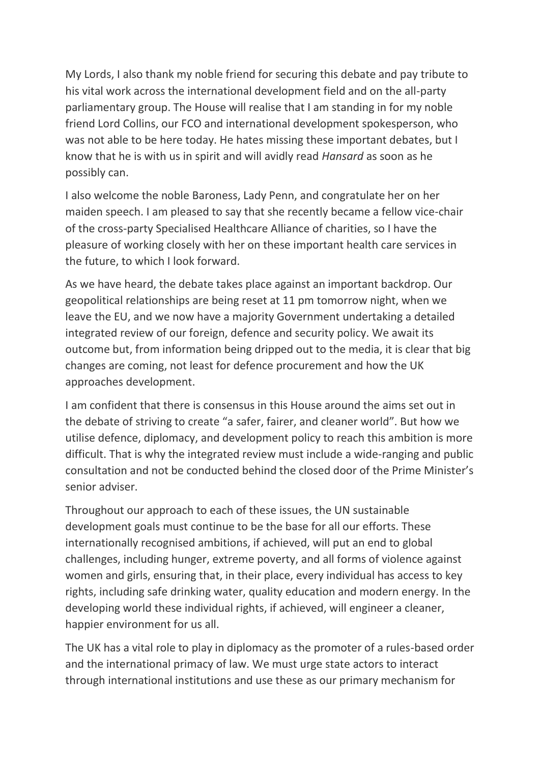My Lords, I also thank my noble friend for securing this debate and pay tribute to his vital work across the international development field and on the all-party parliamentary group. The House will realise that I am standing in for my noble friend Lord Collins, our FCO and international development spokesperson, who was not able to be here today. He hates missing these important debates, but I know that he is with us in spirit and will avidly read *Hansard* as soon as he possibly can.

I also welcome the noble Baroness, Lady Penn, and congratulate her on her maiden speech. I am pleased to say that she recently became a fellow vice-chair of the cross-party Specialised Healthcare Alliance of charities, so I have the pleasure of working closely with her on these important health care services in the future, to which I look forward.

As we have heard, the debate takes place against an important backdrop. Our geopolitical relationships are being reset at 11 pm tomorrow night, when we leave the EU, and we now have a majority Government undertaking a detailed integrated review of our foreign, defence and security policy. We await its outcome but, from information being dripped out to the media, it is clear that big changes are coming, not least for defence procurement and how the UK approaches development.

I am confident that there is consensus in this House around the aims set out in the debate of striving to create "a safer, fairer, and cleaner world". But how we utilise defence, diplomacy, and development policy to reach this ambition is more difficult. That is why the integrated review must include a wide-ranging and public consultation and not be conducted behind the closed door of the Prime Minister's senior adviser.

Throughout our approach to each of these issues, the UN sustainable development goals must continue to be the base for all our efforts. These internationally recognised ambitions, if achieved, will put an end to global challenges, including hunger, extreme poverty, and all forms of violence against women and girls, ensuring that, in their place, every individual has access to key rights, including safe drinking water, quality education and modern energy. In the developing world these individual rights, if achieved, will engineer a cleaner, happier environment for us all.

The UK has a vital role to play in diplomacy as the promoter of a rules-based order and the international primacy of law. We must urge state actors to interact through international institutions and use these as our primary mechanism for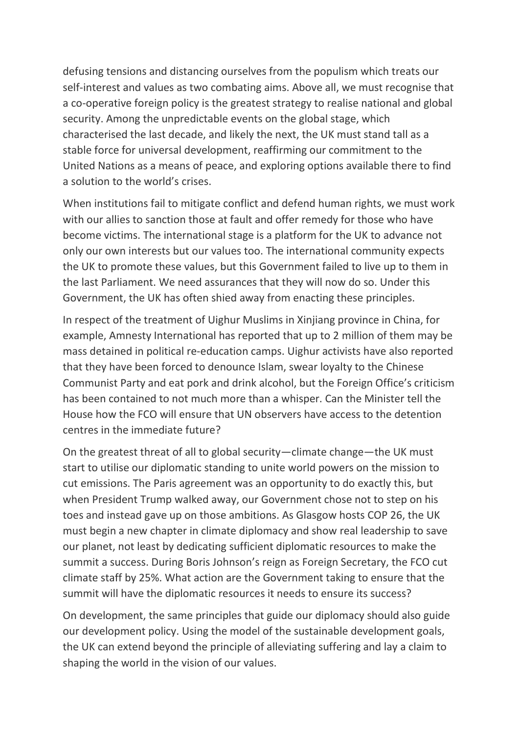defusing tensions and distancing ourselves from the populism which treats our self-interest and values as two combating aims. Above all, we must recognise that a co-operative foreign policy is the greatest strategy to realise national and global security. Among the unpredictable events on the global stage, which characterised the last decade, and likely the next, the UK must stand tall as a stable force for universal development, reaffirming our commitment to the United Nations as a means of peace, and exploring options available there to find a solution to the world's crises.

When institutions fail to mitigate conflict and defend human rights, we must work with our allies to sanction those at fault and offer remedy for those who have become victims. The international stage is a platform for the UK to advance not only our own interests but our values too. The international community expects the UK to promote these values, but this Government failed to live up to them in the last Parliament. We need assurances that they will now do so. Under this Government, the UK has often shied away from enacting these principles.

In respect of the treatment of Uighur Muslims in Xinjiang province in China, for example, Amnesty International has reported that up to 2 million of them may be mass detained in political re-education camps. Uighur activists have also reported that they have been forced to denounce Islam, swear loyalty to the Chinese Communist Party and eat pork and drink alcohol, but the Foreign Office's criticism has been contained to not much more than a whisper. Can the Minister tell the House how the FCO will ensure that UN observers have access to the detention centres in the immediate future?

On the greatest threat of all to global security—climate change—the UK must start to utilise our diplomatic standing to unite world powers on the mission to cut emissions. The Paris agreement was an opportunity to do exactly this, but when President Trump walked away, our Government chose not to step on his toes and instead gave up on those ambitions. As Glasgow hosts COP 26, the UK must begin a new chapter in climate diplomacy and show real leadership to save our planet, not least by dedicating sufficient diplomatic resources to make the summit a success. During Boris Johnson's reign as Foreign Secretary, the FCO cut climate staff by 25%. What action are the Government taking to ensure that the summit will have the diplomatic resources it needs to ensure its success?

On development, the same principles that guide our diplomacy should also guide our development policy. Using the model of the sustainable development goals, the UK can extend beyond the principle of alleviating suffering and lay a claim to shaping the world in the vision of our values.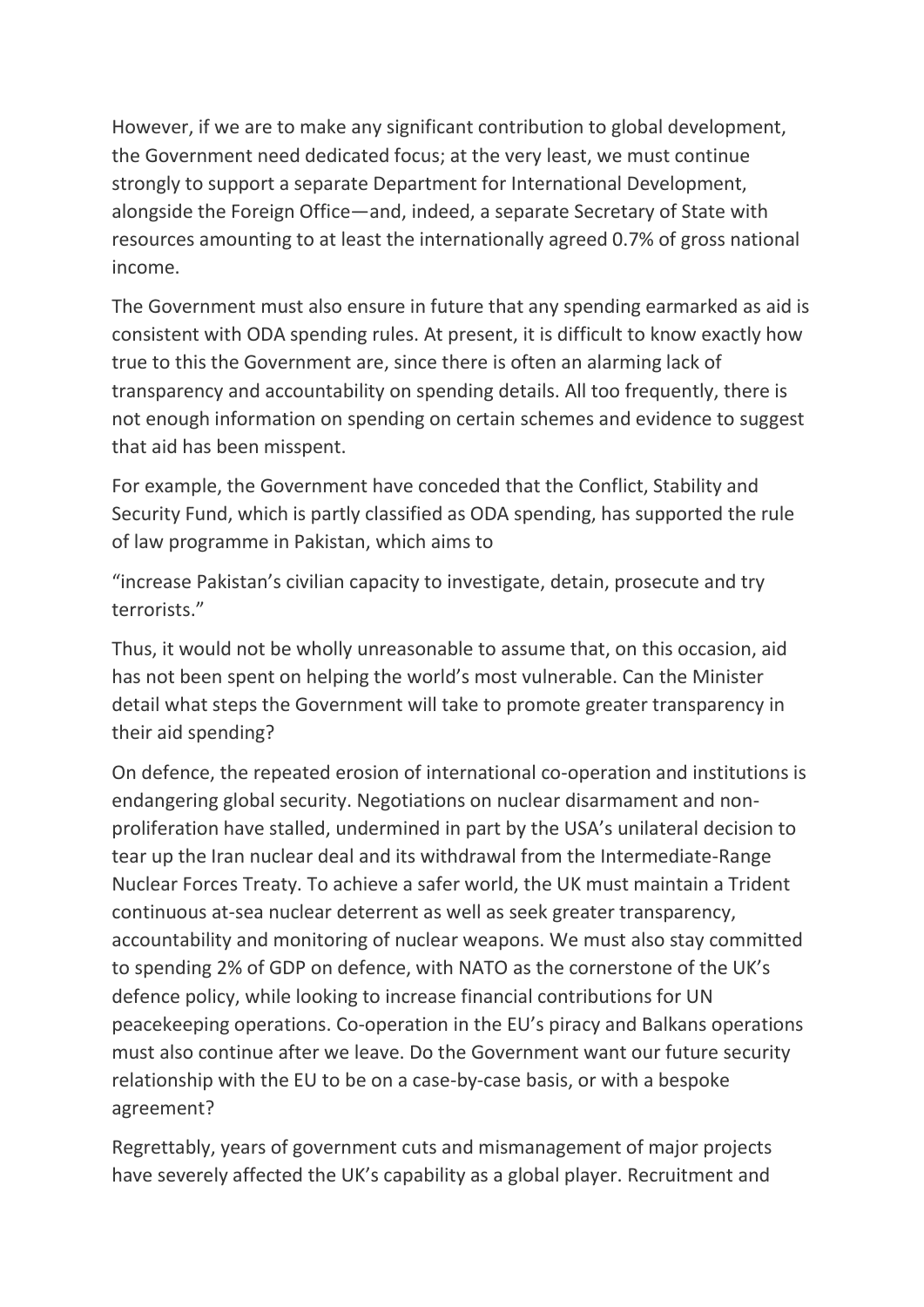However, if we are to make any significant contribution to global development, the Government need dedicated focus; at the very least, we must continue strongly to support a separate Department for International Development, alongside the Foreign Office—and, indeed, a separate Secretary of State with resources amounting to at least the internationally agreed 0.7% of gross national income.

The Government must also ensure in future that any spending earmarked as aid is consistent with ODA spending rules. At present, it is difficult to know exactly how true to this the Government are, since there is often an alarming lack of transparency and accountability on spending details. All too frequently, there is not enough information on spending on certain schemes and evidence to suggest that aid has been misspent.

For example, the Government have conceded that the Conflict, Stability and Security Fund, which is partly classified as ODA spending, has supported the rule of law programme in Pakistan, which aims to

"increase Pakistan's civilian capacity to investigate, detain, prosecute and try terrorists."

Thus, it would not be wholly unreasonable to assume that, on this occasion, aid has not been spent on helping the world's most vulnerable. Can the Minister detail what steps the Government will take to promote greater transparency in their aid spending?

On defence, the repeated erosion of international co-operation and institutions is endangering global security. Negotiations on nuclear disarmament and non-proliferation have stalled, undermined in part by the USA's unilateral decision to tear up the Iran nuclear deal and its withdrawal from the Intermediate-Range Nuclear Forces Treaty. To achieve a safer world, the UK must maintain a Trident continuous at-sea nuclear deterrent as well as seek greater transparency, accountability and monitoring of nuclear weapons. We must also stay committed to spending 2% of GDP on defence, with NATO as the cornerstone of the UK's defence policy, while looking to increase financial contributions for UN peacekeeping operations. Co-operation in the EU's piracy and Balkans operations must also continue after we leave. Do the Government want our future security relationship with the EU to be on a case-by-case basis, or with a bespoke agreement?

Regrettably, years of government cuts and mismanagement of major projects have severely affected the UK's capability as a global player. Recruitment and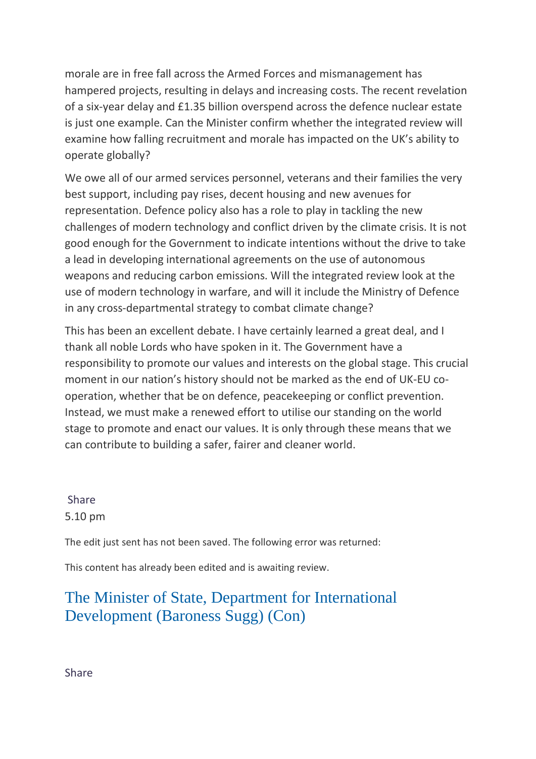morale are in free fall across the Armed Forces and mismanagement has hampered projects, resulting in delays and increasing costs. The recent revelation of a six-year delay and £1.35 billion overspend across the defence nuclear estate is just one example. Can the Minister confirm whether the integrated review will examine how falling recruitment and morale has impacted on the UK's ability to operate globally?

We owe all of our armed services personnel, veterans and their families the very best support, including pay rises, decent housing and new avenues for representation. Defence policy also has a role to play in tackling the new challenges of modern technology and conflict driven by the climate crisis. It is not good enough for the Government to indicate intentions without the drive to take a lead in developing international agreements on the use of autonomous weapons and reducing carbon emissions. Will the integrated review look at the use of modern technology in warfare, and will it include the Ministry of Defence in any cross-departmental strategy to combat climate change?

This has been an excellent debate. I have certainly learned a great deal, and I thank all noble Lords who have spoken in it. The Government have a responsibility to promote our values and interests on the global stage. This crucial moment in our nation's history should not be marked as the end of UK-EU co-operation, whether that be on defence, peacekeeping or conflict prevention. Instead, we must make a renewed effort to utilise our standing on the world stage to promote and enact our values. It is only through these means that we can contribute to building a safer, fairer and cleaner world.

Share

5.10 pm

The edit just sent has not been saved. The following error was returned:

This content has already been edited and is awaiting review.

## The Minister of State, Department for International Development (Baroness Sugg) (Con)

Share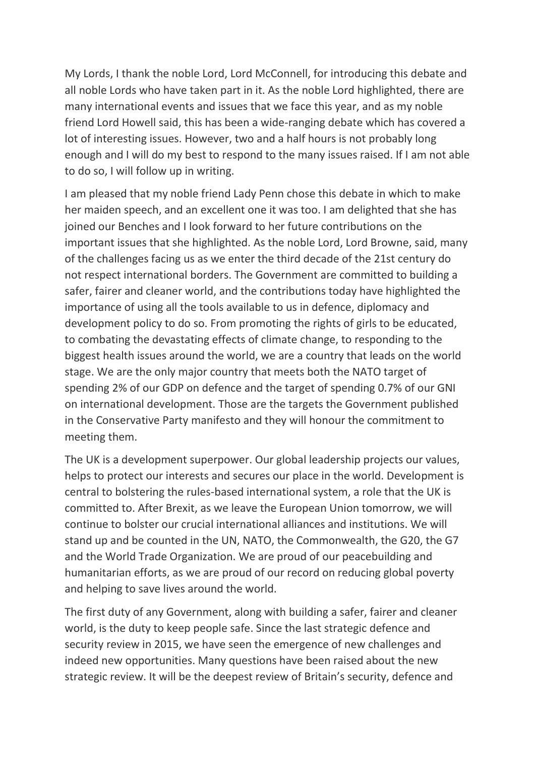My Lords, I thank the noble Lord, Lord McConnell, for introducing this debate and all noble Lords who have taken part in it. As the noble Lord highlighted, there are many international events and issues that we face this year, and as my noble friend Lord Howell said, this has been a wide-ranging debate which has covered a lot of interesting issues. However, two and a half hours is not probably long enough and I will do my best to respond to the many issues raised. If I am not able to do so, I will follow up in writing.

I am pleased that my noble friend Lady Penn chose this debate in which to make her maiden speech, and an excellent one it was too. I am delighted that she has joined our Benches and I look forward to her future contributions on the important issues that she highlighted. As the noble Lord, Lord Browne, said, many of the challenges facing us as we enter the third decade of the 21st century do not respect international borders. The Government are committed to building a safer, fairer and cleaner world, and the contributions today have highlighted the importance of using all the tools available to us in defence, diplomacy and development policy to do so. From promoting the rights of girls to be educated, to combating the devastating effects of climate change, to responding to the biggest health issues around the world, we are a country that leads on the world stage. We are the only major country that meets both the NATO target of spending 2% of our GDP on defence and the target of spending 0.7% of our GNI on international development. Those are the targets the Government published in the Conservative Party manifesto and they will honour the commitment to meeting them.

The UK is a development superpower. Our global leadership projects our values, helps to protect our interests and secures our place in the world. Development is central to bolstering the rules-based international system, a role that the UK is committed to. After Brexit, as we leave the European Union tomorrow, we will continue to bolster our crucial international alliances and institutions. We will stand up and be counted in the UN, NATO, the Commonwealth, the G20, the G7 and the World Trade Organization. We are proud of our peacebuilding and humanitarian efforts, as we are proud of our record on reducing global poverty and helping to save lives around the world.

The first duty of any Government, along with building a safer, fairer and cleaner world, is the duty to keep people safe. Since the last strategic defence and security review in 2015, we have seen the emergence of new challenges and indeed new opportunities. Many questions have been raised about the new strategic review. It will be the deepest review of Britain's security, defence and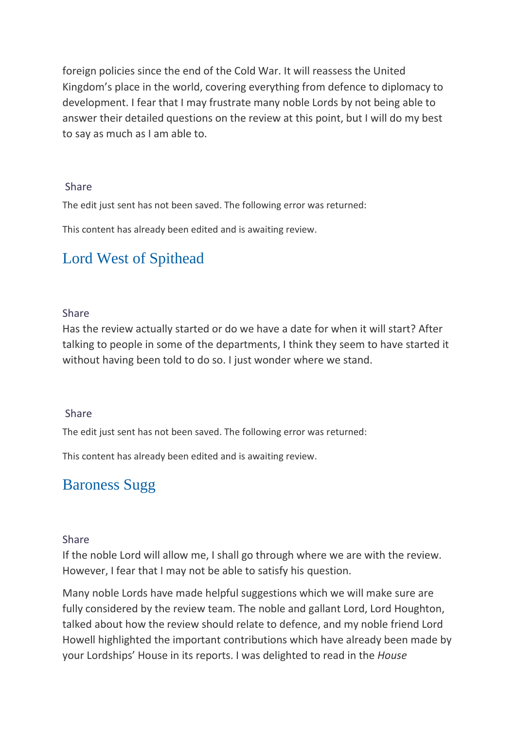foreign policies since the end of the Cold War. It will reassess the United Kingdom's place in the world, covering everything from defence to diplomacy to development. I fear that I may frustrate many noble Lords by not being able to answer their detailed questions on the review at this point, but I will do my best to say as much as I am able to.

Share

The edit just sent has not been saved. The following error was returned:

This content has already been edited and is awaiting review.

## Lord West of Spithead

Share

Has the review actually started or do we have a date for when it will start? After talking to people in some of the departments, I think they seem to have started it without having been told to do so. I just wonder where we stand.

Share

The edit just sent has not been saved. The following error was returned:

This content has already been edited and is awaiting review.

## Baroness Sugg

Share

If the noble Lord will allow me, I shall go through where we are with the review. However, I fear that I may not be able to satisfy his question.

Many noble Lords have made helpful suggestions which we will make sure are fully considered by the review team. The noble and gallant Lord, Lord Houghton, talked about how the review should relate to defence, and my noble friend Lord Howell highlighted the important contributions which have already been made by your Lordships' House in its reports. I was delighted to read in the *House*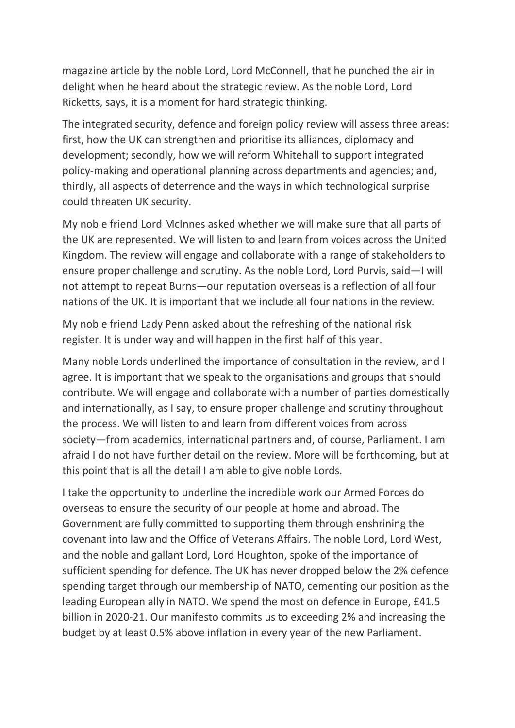magazine article by the noble Lord, Lord McConnell, that he punched the air in delight when he heard about the strategic review. As the noble Lord, Lord Ricketts, says, it is a moment for hard strategic thinking.

The integrated security, defence and foreign policy review will assess three areas: first, how the UK can strengthen and prioritise its alliances, diplomacy and development; secondly, how we will reform Whitehall to support integrated policy-making and operational planning across departments and agencies; and, thirdly, all aspects of deterrence and the ways in which technological surprise could threaten UK security.

My noble friend Lord McInnes asked whether we will make sure that all parts of the UK are represented. We will listen to and learn from voices across the United Kingdom. The review will engage and collaborate with a range of stakeholders to ensure proper challenge and scrutiny. As the noble Lord, Lord Purvis, said—I will not attempt to repeat Burns—our reputation overseas is a reflection of all four nations of the UK. It is important that we include all four nations in the review.

My noble friend Lady Penn asked about the refreshing of the national risk register. It is under way and will happen in the first half of this year.

Many noble Lords underlined the importance of consultation in the review, and I agree. It is important that we speak to the organisations and groups that should contribute. We will engage and collaborate with a number of parties domestically and internationally, as I say, to ensure proper challenge and scrutiny throughout the process. We will listen to and learn from different voices from across society—from academics, international partners and, of course, Parliament. I am afraid I do not have further detail on the review. More will be forthcoming, but at this point that is all the detail I am able to give noble Lords.

I take the opportunity to underline the incredible work our Armed Forces do overseas to ensure the security of our people at home and abroad. The Government are fully committed to supporting them through enshrining the covenant into law and the Office of Veterans Affairs. The noble Lord, Lord West, and the noble and gallant Lord, Lord Houghton, spoke of the importance of sufficient spending for defence. The UK has never dropped below the 2% defence spending target through our membership of NATO, cementing our position as the leading European ally in NATO. We spend the most on defence in Europe, £41.5 billion in 2020-21. Our manifesto commits us to exceeding 2% and increasing the budget by at least 0.5% above inflation in every year of the new Parliament.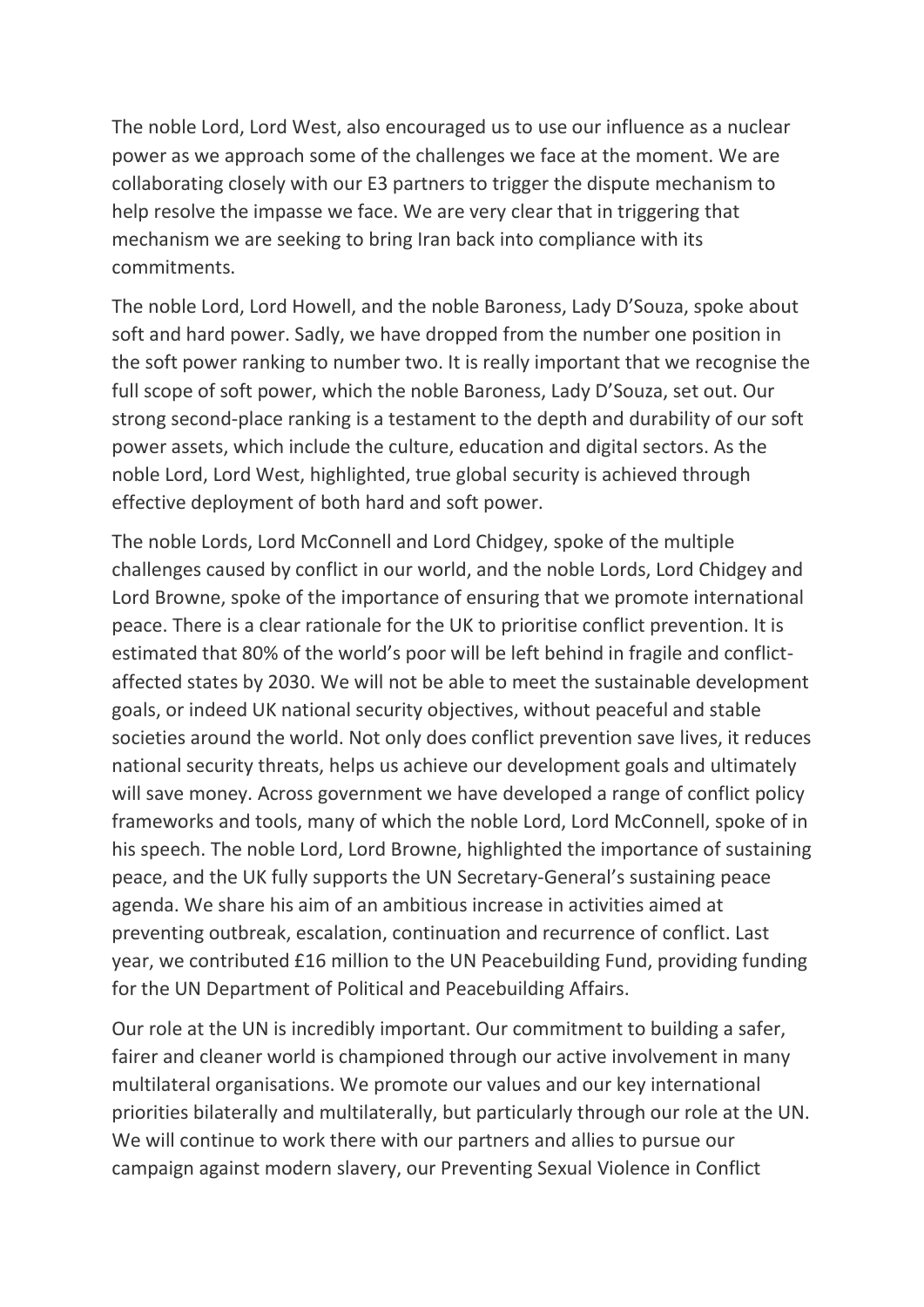The noble Lord, Lord West, also encouraged us to use our influence as a nuclear power as we approach some of the challenges we face at the moment. We are collaborating closely with our E3 partners to trigger the dispute mechanism to help resolve the impasse we face. We are very clear that in triggering that mechanism we are seeking to bring Iran back into compliance with its commitments.

The noble Lord, Lord Howell, and the noble Baroness, Lady D'Souza, spoke about soft and hard power. Sadly, we have dropped from the number one position in the soft power ranking to number two. It is really important that we recognise the full scope of soft power, which the noble Baroness, Lady D'Souza, set out. Our strong second-place ranking is a testament to the depth and durability of our soft power assets, which include the culture, education and digital sectors. As the noble Lord, Lord West, highlighted, true global security is achieved through effective deployment of both hard and soft power.

The noble Lords, Lord McConnell and Lord Chidgey, spoke of the multiple challenges caused by conflict in our world, and the noble Lords, Lord Chidgey and Lord Browne, spoke of the importance of ensuring that we promote international peace. There is a clear rationale for the UK to prioritise conflict prevention. It is estimated that 80% of the world's poor will be left behind in fragile and conflict-affected states by 2030. We will not be able to meet the sustainable development goals, or indeed UK national security objectives, without peaceful and stable societies around the world. Not only does conflict prevention save lives, it reduces national security threats, helps us achieve our development goals and ultimately will save money. Across government we have developed a range of conflict policy frameworks and tools, many of which the noble Lord, Lord McConnell, spoke of in his speech. The noble Lord, Lord Browne, highlighted the importance of sustaining peace, and the UK fully supports the UN Secretary-General's sustaining peace agenda. We share his aim of an ambitious increase in activities aimed at preventing outbreak, escalation, continuation and recurrence of conflict. Last year, we contributed £16 million to the UN Peacebuilding Fund, providing funding for the UN Department of Political and Peacebuilding Affairs.

Our role at the UN is incredibly important. Our commitment to building a safer, fairer and cleaner world is championed through our active involvement in many multilateral organisations. We promote our values and our key international priorities bilaterally and multilaterally, but particularly through our role at the UN. We will continue to work there with our partners and allies to pursue our campaign against modern slavery, our Preventing Sexual Violence in Conflict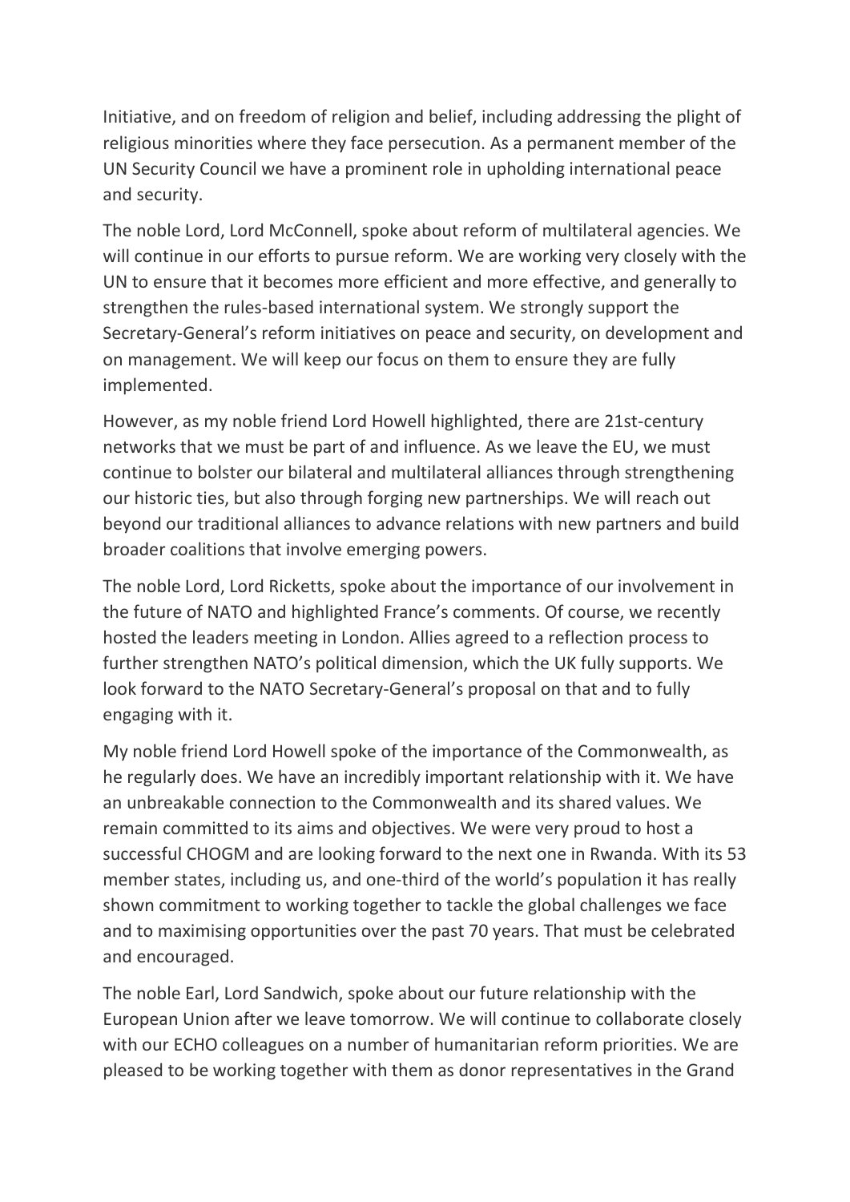Initiative, and on freedom of religion and belief, including addressing the plight of religious minorities where they face persecution. As a permanent member of the UN Security Council we have a prominent role in upholding international peace and security.

The noble Lord, Lord McConnell, spoke about reform of multilateral agencies. We will continue in our efforts to pursue reform. We are working very closely with the UN to ensure that it becomes more efficient and more effective, and generally to strengthen the rules-based international system. We strongly support the Secretary-General's reform initiatives on peace and security, on development and on management. We will keep our focus on them to ensure they are fully implemented.

However, as my noble friend Lord Howell highlighted, there are 21st-century networks that we must be part of and influence. As we leave the EU, we must continue to bolster our bilateral and multilateral alliances through strengthening our historic ties, but also through forging new partnerships. We will reach out beyond our traditional alliances to advance relations with new partners and build broader coalitions that involve emerging powers.

The noble Lord, Lord Ricketts, spoke about the importance of our involvement in the future of NATO and highlighted France's comments. Of course, we recently hosted the leaders meeting in London. Allies agreed to a reflection process to further strengthen NATO's political dimension, which the UK fully supports. We look forward to the NATO Secretary-General's proposal on that and to fully engaging with it.

My noble friend Lord Howell spoke of the importance of the Commonwealth, as he regularly does. We have an incredibly important relationship with it. We have an unbreakable connection to the Commonwealth and its shared values. We remain committed to its aims and objectives. We were very proud to host a successful CHOGM and are looking forward to the next one in Rwanda. With its 53 member states, including us, and one-third of the world's population it has really shown commitment to working together to tackle the global challenges we face and to maximising opportunities over the past 70 years. That must be celebrated and encouraged.

The noble Earl, Lord Sandwich, spoke about our future relationship with the European Union after we leave tomorrow. We will continue to collaborate closely with our ECHO colleagues on a number of humanitarian reform priorities. We are pleased to be working together with them as donor representatives in the Grand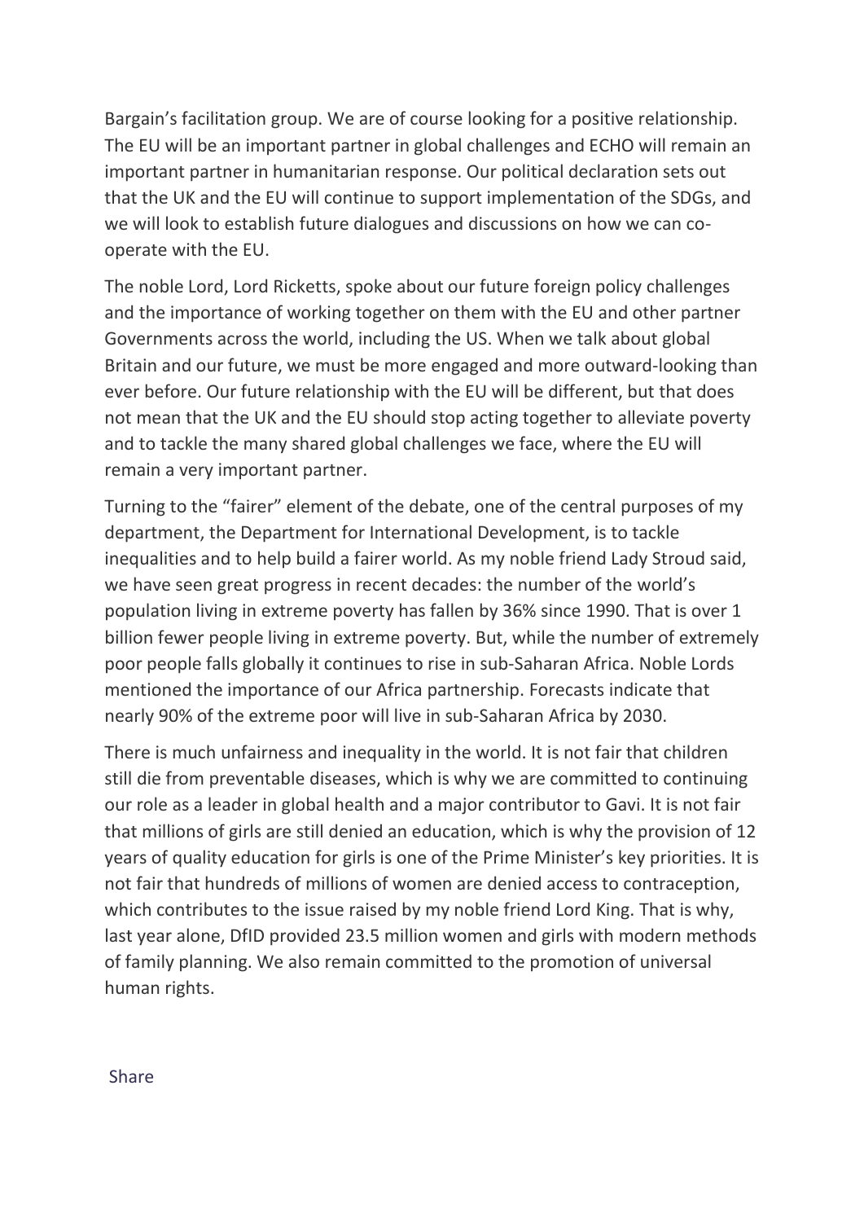Bargain's facilitation group. We are of course looking for a positive relationship. The EU will be an important partner in global challenges and ECHO will remain an important partner in humanitarian response. Our political declaration sets out that the UK and the EU will continue to support implementation of the SDGs, and we will look to establish future dialogues and discussions on how we can co-operate with the EU.

The noble Lord, Lord Ricketts, spoke about our future foreign policy challenges and the importance of working together on them with the EU and other partner Governments across the world, including the US. When we talk about global Britain and our future, we must be more engaged and more outward-looking than ever before. Our future relationship with the EU will be different, but that does not mean that the UK and the EU should stop acting together to alleviate poverty and to tackle the many shared global challenges we face, where the EU will remain a very important partner.

Turning to the "fairer" element of the debate, one of the central purposes of my department, the Department for International Development, is to tackle inequalities and to help build a fairer world. As my noble friend Lady Stroud said, we have seen great progress in recent decades: the number of the world's population living in extreme poverty has fallen by 36% since 1990. That is over 1 billion fewer people living in extreme poverty. But, while the number of extremely poor people falls globally it continues to rise in sub-Saharan Africa. Noble Lords mentioned the importance of our Africa partnership. Forecasts indicate that nearly 90% of the extreme poor will live in sub-Saharan Africa by 2030.

There is much unfairness and inequality in the world. It is not fair that children still die from preventable diseases, which is why we are committed to continuing our role as a leader in global health and a major contributor to Gavi. It is not fair that millions of girls are still denied an education, which is why the provision of 12 years of quality education for girls is one of the Prime Minister's key priorities. It is not fair that hundreds of millions of women are denied access to contraception, which contributes to the issue raised by my noble friend Lord King. That is why, last year alone, DfID provided 23.5 million women and girls with modern methods of family planning. We also remain committed to the promotion of universal human rights.

Share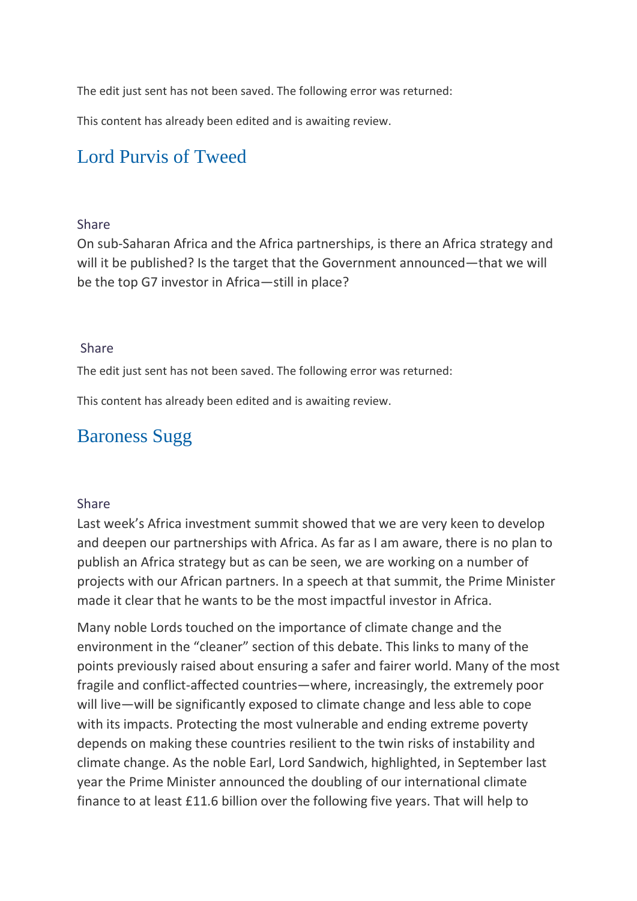The edit just sent has not been saved. The following error was returned:

This content has already been edited and is awaiting review.

## Lord Purvis of Tweed

Share

On sub-Saharan Africa and the Africa partnerships, is there an Africa strategy and will it be published? Is the target that the Government announced—that we will be the top G7 investor in Africa—still in place?

Share

The edit just sent has not been saved. The following error was returned:

This content has already been edited and is awaiting review.

## Baroness Sugg

Share

Last week's Africa investment summit showed that we are very keen to develop and deepen our partnerships with Africa. As far as I am aware, there is no plan to publish an Africa strategy but as can be seen, we are working on a number of projects with our African partners. In a speech at that summit, the Prime Minister made it clear that he wants to be the most impactful investor in Africa.

Many noble Lords touched on the importance of climate change and the environment in the "cleaner" section of this debate. This links to many of the points previously raised about ensuring a safer and fairer world. Many of the most fragile and conflict-affected countries—where, increasingly, the extremely poor will live—will be significantly exposed to climate change and less able to cope with its impacts. Protecting the most vulnerable and ending extreme poverty depends on making these countries resilient to the twin risks of instability and climate change. As the noble Earl, Lord Sandwich, highlighted, in September last year the Prime Minister announced the doubling of our international climate finance to at least £11.6 billion over the following five years. That will help to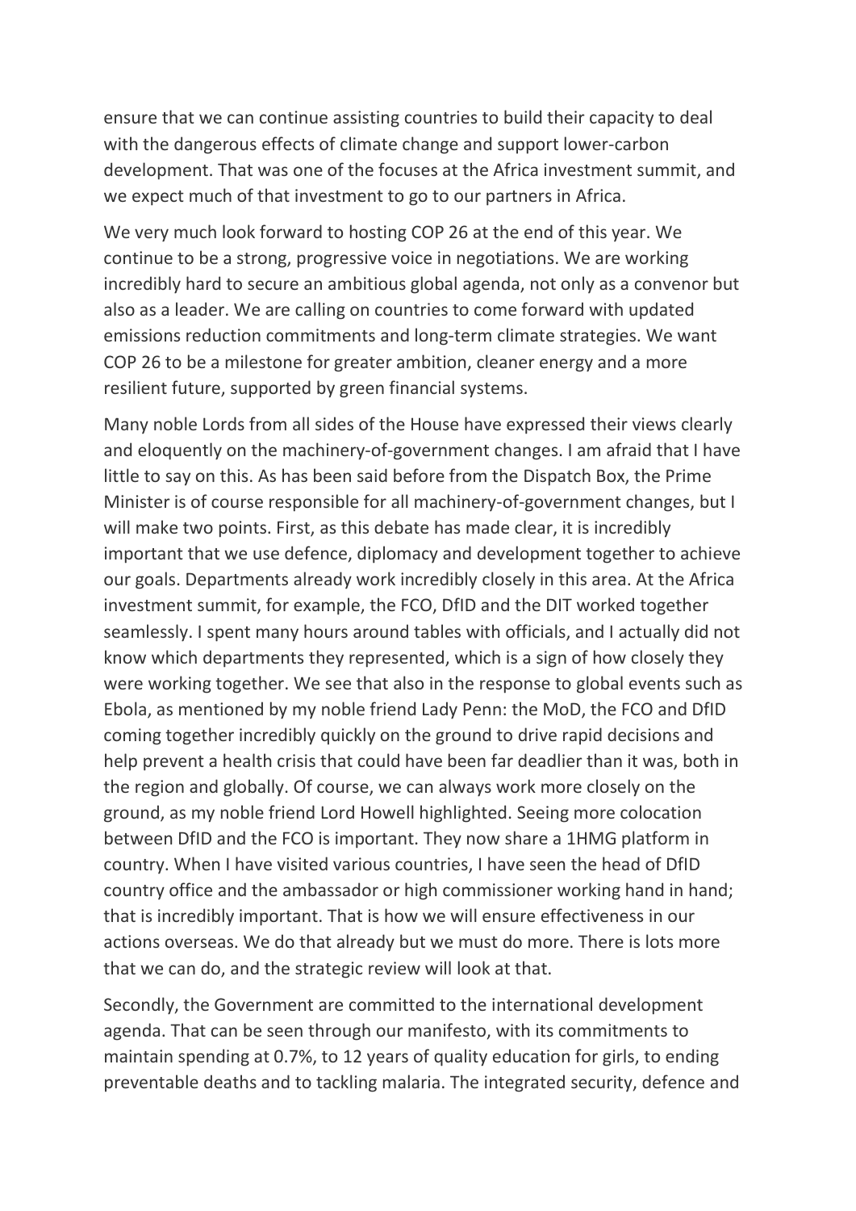ensure that we can continue assisting countries to build their capacity to deal with the dangerous effects of climate change and support lower-carbon development. That was one of the focuses at the Africa investment summit, and we expect much of that investment to go to our partners in Africa.

We very much look forward to hosting COP 26 at the end of this year. We continue to be a strong, progressive voice in negotiations. We are working incredibly hard to secure an ambitious global agenda, not only as a convenor but also as a leader. We are calling on countries to come forward with updated emissions reduction commitments and long-term climate strategies. We want COP 26 to be a milestone for greater ambition, cleaner energy and a more resilient future, supported by green financial systems.

Many noble Lords from all sides of the House have expressed their views clearly and eloquently on the machinery-of-government changes. I am afraid that I have little to say on this. As has been said before from the Dispatch Box, the Prime Minister is of course responsible for all machinery-of-government changes, but I will make two points. First, as this debate has made clear, it is incredibly important that we use defence, diplomacy and development together to achieve our goals. Departments already work incredibly closely in this area. At the Africa investment summit, for example, the FCO, DfID and the DIT worked together seamlessly. I spent many hours around tables with officials, and I actually did not know which departments they represented, which is a sign of how closely they were working together. We see that also in the response to global events such as Ebola, as mentioned by my noble friend Lady Penn: the MoD, the FCO and DfID coming together incredibly quickly on the ground to drive rapid decisions and help prevent a health crisis that could have been far deadlier than it was, both in the region and globally. Of course, we can always work more closely on the ground, as my noble friend Lord Howell highlighted. Seeing more colocation between DfID and the FCO is important. They now share a 1HMG platform in country. When I have visited various countries, I have seen the head of DfID country office and the ambassador or high commissioner working hand in hand; that is incredibly important. That is how we will ensure effectiveness in our actions overseas. We do that already but we must do more. There is lots more that we can do, and the strategic review will look at that.

Secondly, the Government are committed to the international development agenda. That can be seen through our manifesto, with its commitments to maintain spending at 0.7%, to 12 years of quality education for girls, to ending preventable deaths and to tackling malaria. The integrated security, defence and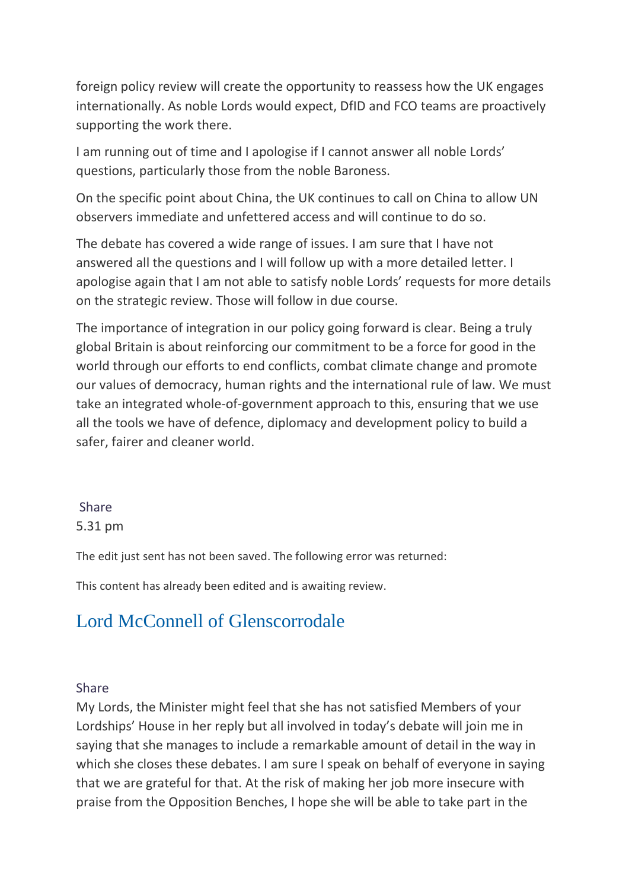foreign policy review will create the opportunity to reassess how the UK engages internationally. As noble Lords would expect, DfID and FCO teams are proactively supporting the work there.

I am running out of time and I apologise if I cannot answer all noble Lords' questions, particularly those from the noble Baroness.

On the specific point about China, the UK continues to call on China to allow UN observers immediate and unfettered access and will continue to do so.

The debate has covered a wide range of issues. I am sure that I have not answered all the questions and I will follow up with a more detailed letter. I apologise again that I am not able to satisfy noble Lords' requests for more details on the strategic review. Those will follow in due course.

The importance of integration in our policy going forward is clear. Being a truly global Britain is about reinforcing our commitment to be a force for good in the world through our efforts to end conflicts, combat climate change and promote our values of democracy, human rights and the international rule of law. We must take an integrated whole-of-government approach to this, ensuring that we use all the tools we have of defence, diplomacy and development policy to build a safer, fairer and cleaner world.

Share
5.31 pm

The edit just sent has not been saved. The following error was returned:

This content has already been edited and is awaiting review.

## Lord McConnell of Glenscorrodale

Share
My Lords, the Minister might feel that she has not satisfied Members of your Lordships' House in her reply but all involved in today's debate will join me in saying that she manages to include a remarkable amount of detail in the way in which she closes these debates. I am sure I speak on behalf of everyone in saying that we are grateful for that. At the risk of making her job more insecure with praise from the Opposition Benches, I hope she will be able to take part in the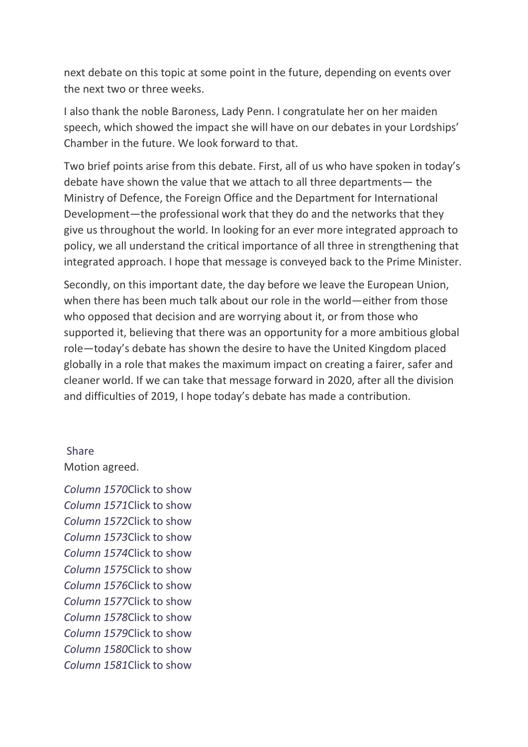next debate on this topic at some point in the future, depending on events over the next two or three weeks.

I also thank the noble Baroness, Lady Penn. I congratulate her on her maiden speech, which showed the impact she will have on our debates in your Lordships' Chamber in the future. We look forward to that.

Two brief points arise from this debate. First, all of us who have spoken in today's debate have shown the value that we attach to all three departments— the Ministry of Defence, the Foreign Office and the Department for International Development—the professional work that they do and the networks that they give us throughout the world. In looking for an ever more integrated approach to policy, we all understand the critical importance of all three in strengthening that integrated approach. I hope that message is conveyed back to the Prime Minister.

Secondly, on this important date, the day before we leave the European Union, when there has been much talk about our role in the world—either from those who opposed that decision and are worrying about it, or from those who supported it, believing that there was an opportunity for a more ambitious global role—today's debate has shown the desire to have the United Kingdom placed globally in a role that makes the maximum impact on creating a fairer, safer and cleaner world. If we can take that message forward in 2020, after all the division and difficulties of 2019, I hope today's debate has made a contribution.

Share

Motion agreed.

*Column 1570*Click to show
*Column 1571*Click to show
*Column 1572*Click to show
*Column 1573*Click to show
*Column 1574*Click to show
*Column 1575*Click to show
*Column 1576*Click to show
*Column 1577*Click to show
*Column 1578*Click to show
*Column 1579*Click to show
*Column 1580*Click to show
*Column 1581*Click to show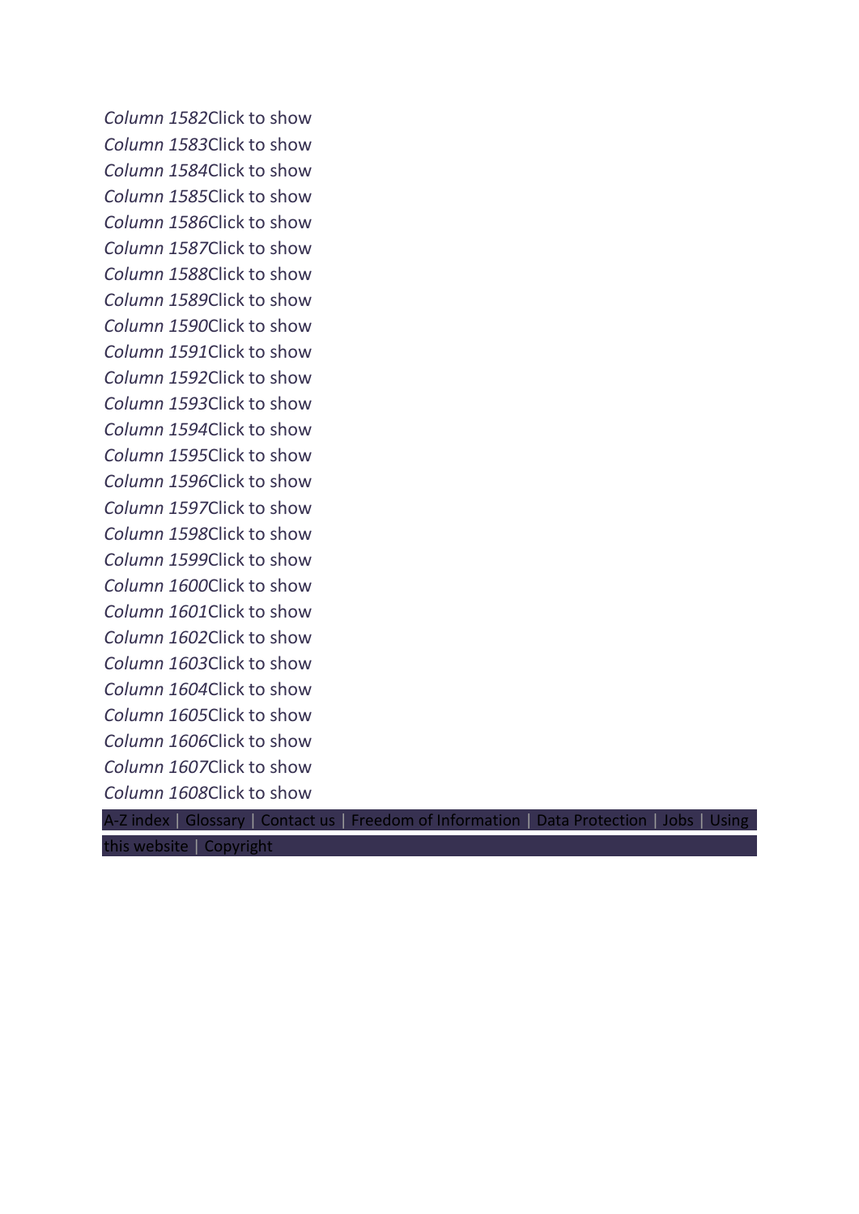*Column 1582*Click to show
*Column 1583*Click to show
*Column 1584*Click to show
*Column 1585*Click to show
*Column 1586*Click to show
*Column 1587*Click to show
*Column 1588*Click to show
*Column 1589*Click to show
*Column 1590*Click to show
*Column 1591*Click to show
*Column 1592*Click to show
*Column 1593*Click to show
*Column 1594*Click to show
*Column 1595*Click to show
*Column 1596*Click to show
*Column 1597*Click to show
*Column 1598*Click to show
*Column 1599*Click to show
*Column 1600*Click to show
*Column 1601*Click to show
*Column 1602*Click to show
*Column 1603*Click to show
*Column 1604*Click to show
*Column 1605*Click to show
*Column 1606*Click to show
*Column 1607*Click to show
*Column 1608*Click to show

A-Z index | Glossary | Contact us | Freedom of Information | Data Protection | Jobs | Using this website | Copyright